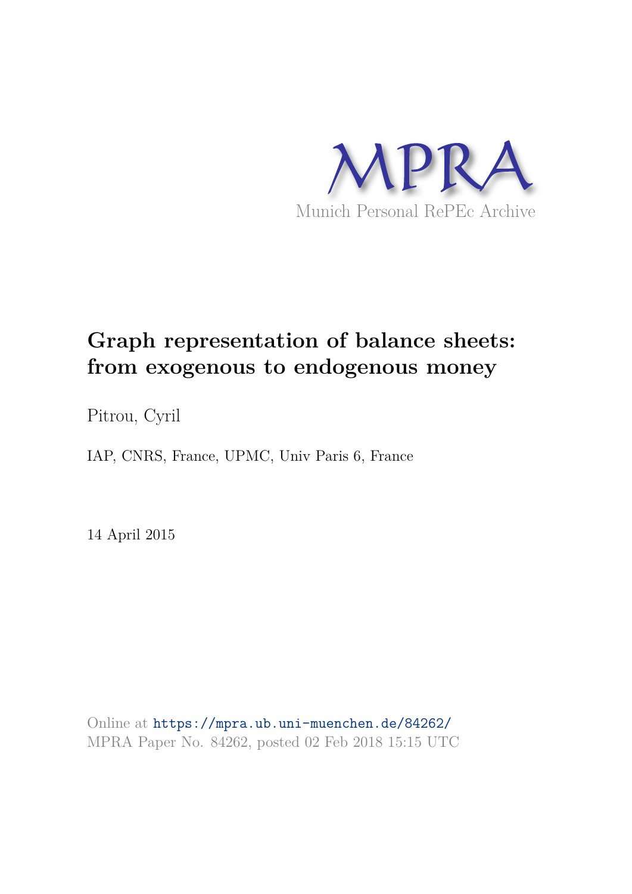MPRA

Munich Personal RePEc Archive

# Graph representation of balance sheets: from exogenous to endogenous money

Pitrou, Cyril

IAP, CNRS, France, UPMC, Univ Paris 6, France

14 April 2015

Online at https://mpra.ub.uni-muenchen.de/84262/
MPRA Paper No. 84262, posted 02 Feb 2018 15:15 UTC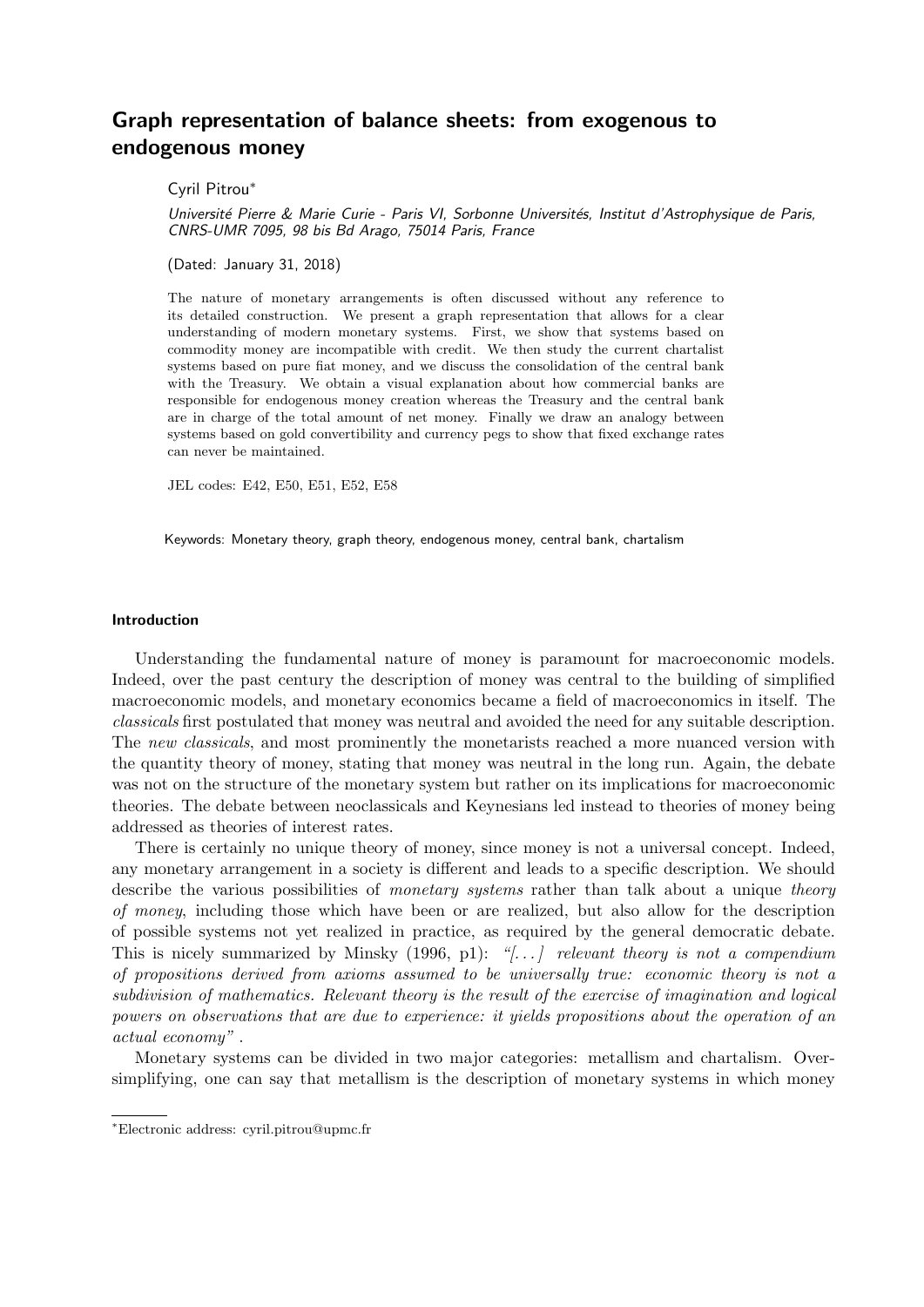# Graph representation of balance sheets: from exogenous to endogenous money

Cyril Pitrou*

*Université Pierre & Marie Curie - Paris VI, Sorbonne Universités, Institut d'Astrophysique de Paris, CNRS-UMR 7095, 98 bis Bd Arago, 75014 Paris, France*

(Dated: January 31, 2018)

The nature of monetary arrangements is often discussed without any reference to its detailed construction. We present a graph representation that allows for a clear understanding of modern monetary systems. First, we show that systems based on commodity money are incompatible with credit. We then study the current chartalist systems based on pure fiat money, and we discuss the consolidation of the central bank with the Treasury. We obtain a visual explanation about how commercial banks are responsible for endogenous money creation whereas the Treasury and the central bank are in charge of the total amount of net money. Finally we draw an analogy between systems based on gold convertibility and currency pegs to show that fixed exchange rates can never be maintained.

JEL codes: E42, E50, E51, E52, E58

Keywords: Monetary theory, graph theory, endogenous money, central bank, chartalism

### Introduction

Understanding the fundamental nature of money is paramount for macroeconomic models. Indeed, over the past century the description of money was central to the building of simplified macroeconomic models, and monetary economics became a field of macroeconomics in itself. The *classicals* first postulated that money was neutral and avoided the need for any suitable description. The *new classicals*, and most prominently the monetarists reached a more nuanced version with the quantity theory of money, stating that money was neutral in the long run. Again, the debate was not on the structure of the monetary system but rather on its implications for macroeconomic theories. The debate between neoclassicals and Keynesians led instead to theories of money being addressed as theories of interest rates.

There is certainly no unique theory of money, since money is not a universal concept. Indeed, any monetary arrangement in a society is different and leads to a specific description. We should describe the various possibilities of *monetary systems* rather than talk about a unique *theory of money*, including those which have been or are realized, but also allow for the description of possible systems not yet realized in practice, as required by the general democratic debate. This is nicely summarized by Minsky (1996, p1): *"[...] relevant theory is not a compendium of propositions derived from axioms assumed to be universally true: economic theory is not a subdivision of mathematics. Relevant theory is the result of the exercise of imagination and logical powers on observations that are due to experience: it yields propositions about the operation of an actual economy"* .

Monetary systems can be divided in two major categories: metallism and chartalism. Oversimplifying, one can say that metallism is the description of monetary systems in which money

---

*Electronic address: cyril.pitrou@upmc.fr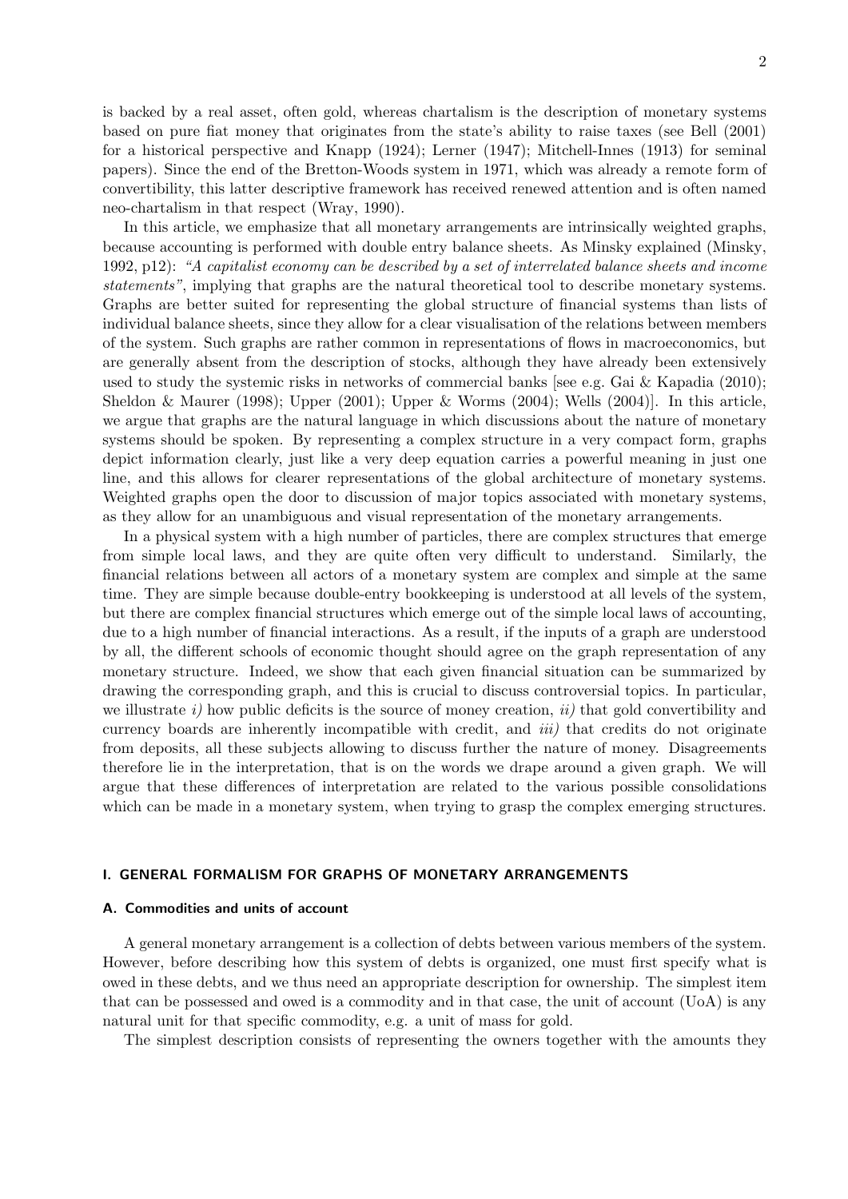is backed by a real asset, often gold, whereas chartalism is the description of monetary systems based on pure fiat money that originates from the state's ability to raise taxes (see Bell (2001) for a historical perspective and Knapp (1924); Lerner (1947); Mitchell-Innes (1913) for seminal papers). Since the end of the Bretton-Woods system in 1971, which was already a remote form of convertibility, this latter descriptive framework has received renewed attention and is often named neo-chartalism in that respect (Wray, 1990).

In this article, we emphasize that all monetary arrangements are intrinsically weighted graphs, because accounting is performed with double entry balance sheets. As Minsky explained (Minsky, 1992, p12): *"A capitalist economy can be described by a set of interrelated balance sheets and income statements"*, implying that graphs are the natural theoretical tool to describe monetary systems. Graphs are better suited for representing the global structure of financial systems than lists of individual balance sheets, since they allow for a clear visualisation of the relations between members of the system. Such graphs are rather common in representations of flows in macroeconomics, but are generally absent from the description of stocks, although they have already been extensively used to study the systemic risks in networks of commercial banks [see e.g. Gai & Kapadia (2010); Sheldon & Maurer (1998); Upper (2001); Upper & Worms (2004); Wells (2004)]. In this article, we argue that graphs are the natural language in which discussions about the nature of monetary systems should be spoken. By representing a complex structure in a very compact form, graphs depict information clearly, just like a very deep equation carries a powerful meaning in just one line, and this allows for clearer representations of the global architecture of monetary systems. Weighted graphs open the door to discussion of major topics associated with monetary systems, as they allow for an unambiguous and visual representation of the monetary arrangements.

In a physical system with a high number of particles, there are complex structures that emerge from simple local laws, and they are quite often very difficult to understand. Similarly, the financial relations between all actors of a monetary system are complex and simple at the same time. They are simple because double-entry bookkeeping is understood at all levels of the system, but there are complex financial structures which emerge out of the simple local laws of accounting, due to a high number of financial interactions. As a result, if the inputs of a graph are understood by all, the different schools of economic thought should agree on the graph representation of any monetary structure. Indeed, we show that each given financial situation can be summarized by drawing the corresponding graph, and this is crucial to discuss controversial topics. In particular, we illustrate *i)* how public deficits is the source of money creation, *ii)* that gold convertibility and currency boards are inherently incompatible with credit, and *iii)* that credits do not originate from deposits, all these subjects allowing to discuss further the nature of money. Disagreements therefore lie in the interpretation, that is on the words we drape around a given graph. We will argue that these differences of interpretation are related to the various possible consolidations which can be made in a monetary system, when trying to grasp the complex emerging structures.

## I. GENERAL FORMALISM FOR GRAPHS OF MONETARY ARRANGEMENTS

### A. Commodities and units of account

A general monetary arrangement is a collection of debts between various members of the system. However, before describing how this system of debts is organized, one must first specify what is owed in these debts, and we thus need an appropriate description for ownership. The simplest item that can be possessed and owed is a commodity and in that case, the unit of account (UoA) is any natural unit for that specific commodity, e.g. a unit of mass for gold.

The simplest description consists of representing the owners together with the amounts they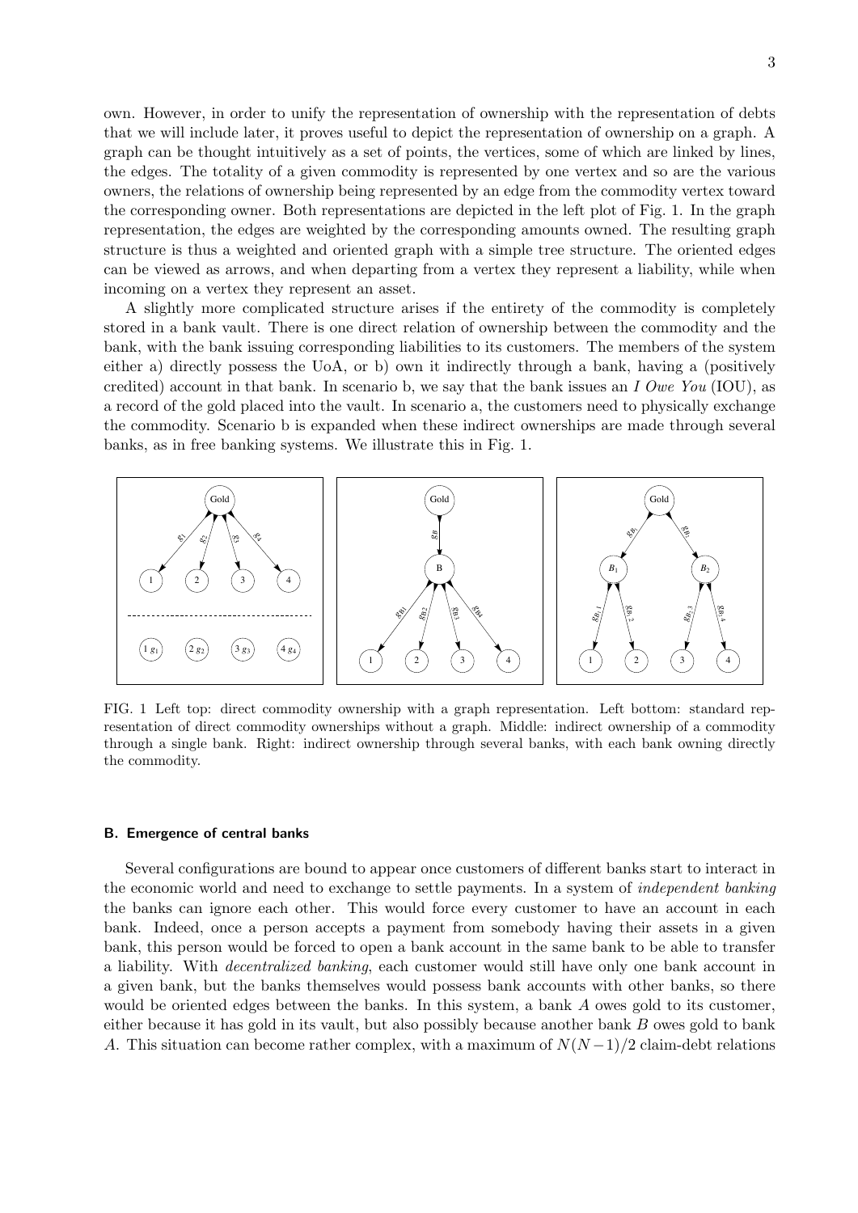own. However, in order to unify the representation of ownership with the representation of debts that we will include later, it proves useful to depict the representation of ownership on a graph. A graph can be thought intuitively as a set of points, the vertices, some of which are linked by lines, the edges. The totality of a given commodity is represented by one vertex and so are the various owners, the relations of ownership being represented by an edge from the commodity vertex toward the corresponding owner. Both representations are depicted in the left plot of Fig. 1. In the graph representation, the edges are weighted by the corresponding amounts owned. The resulting graph structure is thus a weighted and oriented graph with a simple tree structure. The oriented edges can be viewed as arrows, and when departing from a vertex they represent a liability, while when incoming on a vertex they represent an asset.

A slightly more complicated structure arises if the entirety of the commodity is completely stored in a bank vault. There is one direct relation of ownership between the commodity and the bank, with the bank issuing corresponding liabilities to its customers. The members of the system either a) directly possess the UoA, or b) own it indirectly through a bank, having a (positively credited) account in that bank. In scenario b, we say that the bank issues an *I Owe You* (IOU), as a record of the gold placed into the vault. In scenario a, the customers need to physically exchange the commodity. Scenario b is expanded when these indirect ownerships are made through several banks, as in free banking systems. We illustrate this in Fig. 1.

FIG. 1 Left top: direct commodity ownership with a graph representation. Left bottom: standard representation of direct commodity ownerships without a graph. Middle: indirect ownership of a commodity through a single bank. Right: indirect ownership through several banks, with each bank owning directly the commodity.

### B. Emergence of central banks

Several configurations are bound to appear once customers of different banks start to interact in the economic world and need to exchange to settle payments. In a system of *independent banking* the banks can ignore each other. This would force every customer to have an account in each bank. Indeed, once a person accepts a payment from somebody having their assets in a given bank, this person would be forced to open a bank account in the same bank to be able to transfer a liability. With *decentralized banking*, each customer would still have only one bank account in a given bank, but the banks themselves would possess bank accounts with other banks, so there would be oriented edges between the banks. In this system, a bank $A$ owes gold to its customer, either because it has gold in its vault, but also possibly because another bank $B$ owes gold to bank $A$. This situation can become rather complex, with a maximum of $N(N-1)/2$ claim-debt relations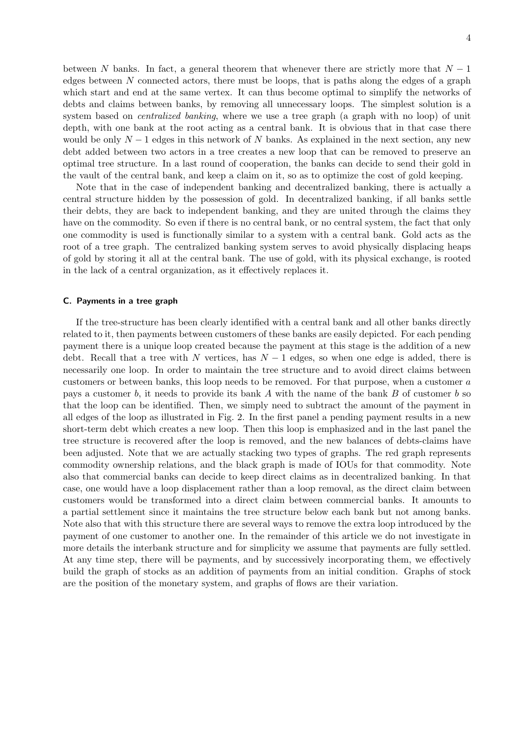between $N$ banks. In fact, a general theorem that whenever there are strictly more that $N-1$ edges between $N$ connected actors, there must be loops, that is paths along the edges of a graph which start and end at the same vertex. It can thus become optimal to simplify the networks of debts and claims between banks, by removing all unnecessary loops. The simplest solution is a system based on *centralized banking*, where we use a tree graph (a graph with no loop) of unit depth, with one bank at the root acting as a central bank. It is obvious that in that case there would be only $N-1$ edges in this network of $N$ banks. As explained in the next section, any new debt added between two actors in a tree creates a new loop that can be removed to preserve an optimal tree structure. In a last round of cooperation, the banks can decide to send their gold in the vault of the central bank, and keep a claim on it, so as to optimize the cost of gold keeping.

Note that in the case of independent banking and decentralized banking, there is actually a central structure hidden by the possession of gold. In decentralized banking, if all banks settle their debts, they are back to independent banking, and they are united through the claims they have on the commodity. So even if there is no central bank, or no central system, the fact that only one commodity is used is functionally similar to a system with a central bank. Gold acts as the root of a tree graph. The centralized banking system serves to avoid physically displacing heaps of gold by storing it all at the central bank. The use of gold, with its physical exchange, is rooted in the lack of a central organization, as it effectively replaces it.

### C. Payments in a tree graph

If the tree-structure has been clearly identified with a central bank and all other banks directly related to it, then payments between customers of these banks are easily depicted. For each pending payment there is a unique loop created because the payment at this stage is the addition of a new debt. Recall that a tree with $N$ vertices, has $N-1$ edges, so when one edge is added, there is necessarily one loop. In order to maintain the tree structure and to avoid direct claims between customers or between banks, this loop needs to be removed. For that purpose, when a customer $a$ pays a customer $b$, it needs to provide its bank $A$ with the name of the bank $B$ of customer $b$ so that the loop can be identified. Then, we simply need to subtract the amount of the payment in all edges of the loop as illustrated in Fig. 2. In the first panel a pending payment results in a new short-term debt which creates a new loop. Then this loop is emphasized and in the last panel the tree structure is recovered after the loop is removed, and the new balances of debts-claims have been adjusted. Note that we are actually stacking two types of graphs. The red graph represents commodity ownership relations, and the black graph is made of IOUs for that commodity. Note also that commercial banks can decide to keep direct claims as in decentralized banking. In that case, one would have a loop displacement rather than a loop removal, as the direct claim between customers would be transformed into a direct claim between commercial banks. It amounts to a partial settlement since it maintains the tree structure below each bank but not among banks. Note also that with this structure there are several ways to remove the extra loop introduced by the payment of one customer to another one. In the remainder of this article we do not investigate in more details the interbank structure and for simplicity we assume that payments are fully settled. At any time step, there will be payments, and by successively incorporating them, we effectively build the graph of stocks as an addition of payments from an initial condition. Graphs of stock are the position of the monetary system, and graphs of flows are their variation.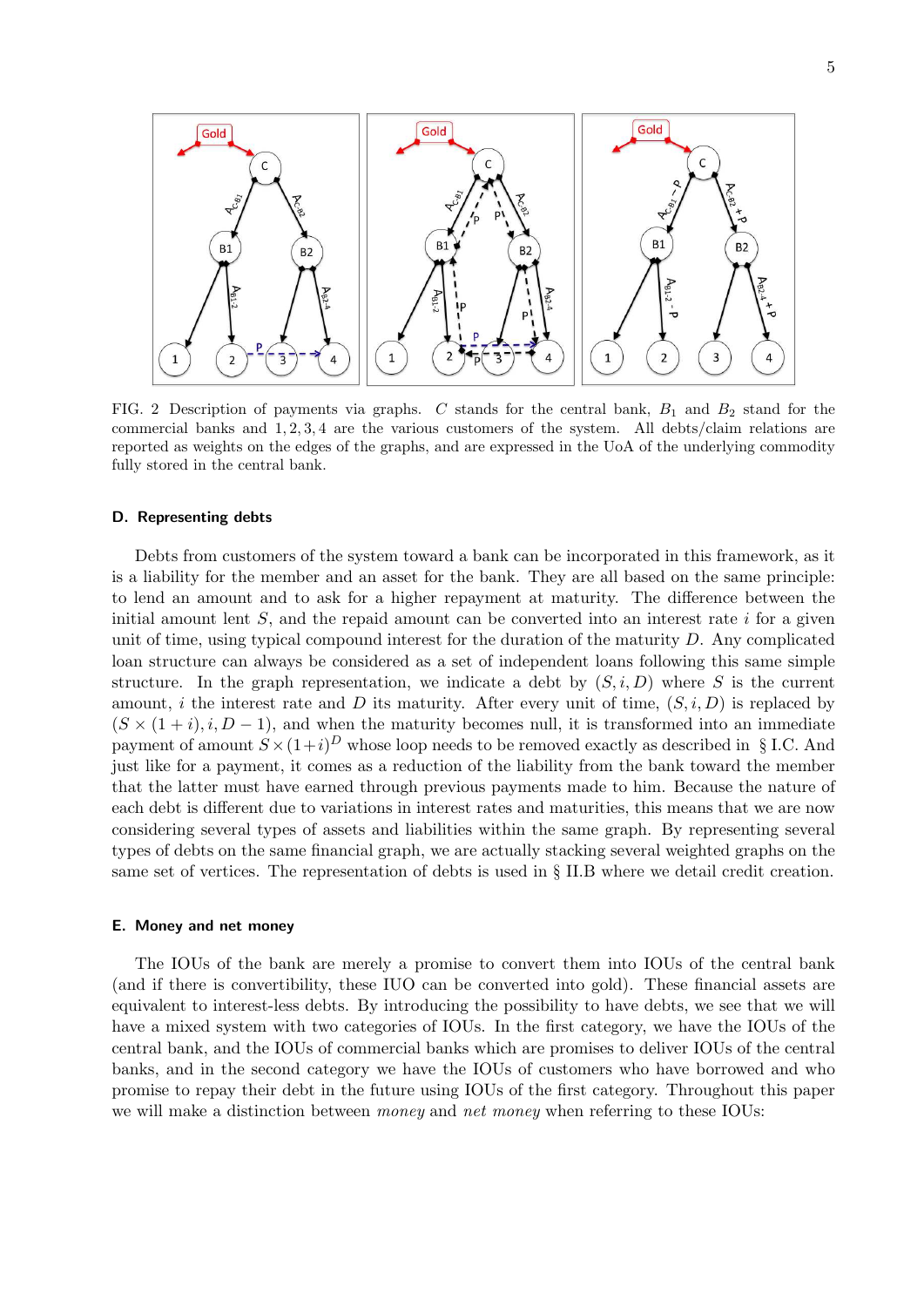Gold

C

$A_{C\text{-}B1}$

$A_{C\text{-}B2}$

B1

B2

$A_{B1\text{-}2}$

$A_{B2\text{-}4}$

1

2

P

3

4

Gold

C

$A_{C\text{-}B1}$

P

P

$A_{C\text{-}B2}$

B1

B2

$A_{B1\text{-}2}$

P

P

$A_{B2\text{-}4}$

1

2

P

P

3

4

Gold

C

$A_{C\text{-}B1} - P$

$A_{C\text{-}B2} + P$

B1

B2

$A_{B1\text{-}2} - P$

$A_{B2\text{-}4} + P$

1

2

3

4

FIG. 2 Description of payments via graphs. $C$ stands for the central bank, $B_1$ and $B_2$ stand for the commercial banks and $1, 2, 3, 4$ are the various customers of the system. All debts/claim relations are reported as weights on the edges of the graphs, and are expressed in the UoA of the underlying commodity fully stored in the central bank.

### D. Representing debts

Debts from customers of the system toward a bank can be incorporated in this framework, as it is a liability for the member and an asset for the bank. They are all based on the same principle: to lend an amount and to ask for a higher repayment at maturity. The difference between the initial amount lent $S$, and the repaid amount can be converted into an interest rate $i$ for a given unit of time, using typical compound interest for the duration of the maturity $D$. Any complicated loan structure can always be considered as a set of independent loans following this same simple structure. In the graph representation, we indicate a debt by $(S, i, D)$ where $S$ is the current amount, $i$ the interest rate and $D$ its maturity. After every unit of time, $(S, i, D)$ is replaced by $(S \times (1 + i), i, D - 1)$, and when the maturity becomes null, it is transformed into an immediate payment of amount $S \times (1+i)^D$ whose loop needs to be removed exactly as described in § I.C. And just like for a payment, it comes as a reduction of the liability from the bank toward the member that the latter must have earned through previous payments made to him. Because the nature of each debt is different due to variations in interest rates and maturities, this means that we are now considering several types of assets and liabilities within the same graph. By representing several types of debts on the same financial graph, we are actually stacking several weighted graphs on the same set of vertices. The representation of debts is used in § II.B where we detail credit creation.

### E. Money and net money

The IOUs of the bank are merely a promise to convert them into IOUs of the central bank (and if there is convertibility, these IUO can be converted into gold). These financial assets are equivalent to interest-less debts. By introducing the possibility to have debts, we see that we will have a mixed system with two categories of IOUs. In the first category, we have the IOUs of the central bank, and the IOUs of commercial banks which are promises to deliver IOUs of the central banks, and in the second category we have the IOUs of customers who have borrowed and who promise to repay their debt in the future using IOUs of the first category. Throughout this paper we will make a distinction between *money* and *net money* when referring to these IOUs: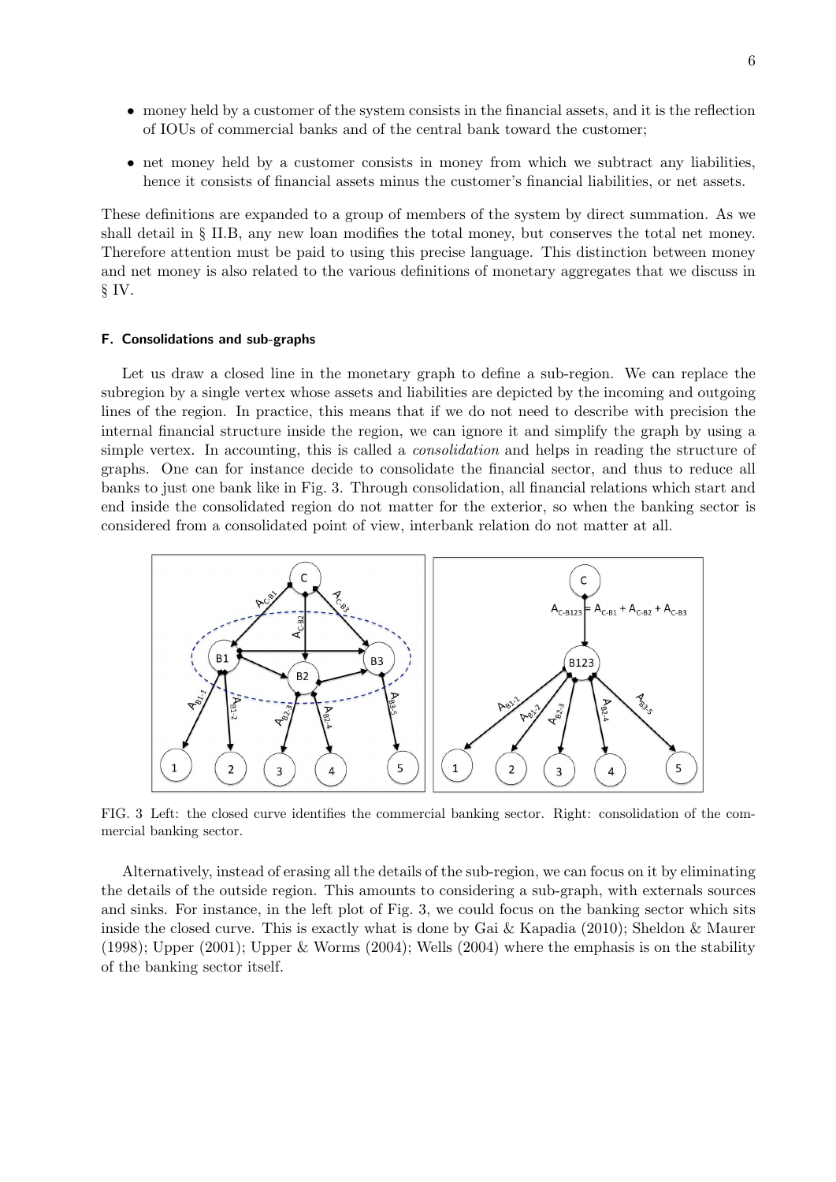- money held by a customer of the system consists in the financial assets, and it is the reflection of IOUs of commercial banks and of the central bank toward the customer;
- net money held by a customer consists in money from which we subtract any liabilities, hence it consists of financial assets minus the customer's financial liabilities, or net assets.

These definitions are expanded to a group of members of the system by direct summation. As we shall detail in § II.B, any new loan modifies the total money, but conserves the total net money. Therefore attention must be paid to using this precise language. This distinction between money and net money is also related to the various definitions of monetary aggregates that we discuss in § IV.

### F. Consolidations and sub-graphs

Let us draw a closed line in the monetary graph to define a sub-region. We can replace the subregion by a single vertex whose assets and liabilities are depicted by the incoming and outgoing lines of the region. In practice, this means that if we do not need to describe with precision the internal financial structure inside the region, we can ignore it and simplify the graph by using a simple vertex. In accounting, this is called a *consolidation* and helps in reading the structure of graphs. One can for instance decide to consolidate the financial sector, and thus to reduce all banks to just one bank like in Fig. 3. Through consolidation, all financial relations which start and end inside the consolidated region do not matter for the exterior, so when the banking sector is considered from a consolidated point of view, interbank relation do not matter at all.

FIG. 3 Left: the closed curve identifies the commercial banking sector. Right: consolidation of the commercial banking sector.

Alternatively, instead of erasing all the details of the sub-region, we can focus on it by eliminating the details of the outside region. This amounts to considering a sub-graph, with externals sources and sinks. For instance, in the left plot of Fig. 3, we could focus on the banking sector which sits inside the closed curve. This is exactly what is done by Gai & Kapadia (2010); Sheldon & Maurer (1998); Upper (2001); Upper & Worms (2004); Wells (2004) where the emphasis is on the stability of the banking sector itself.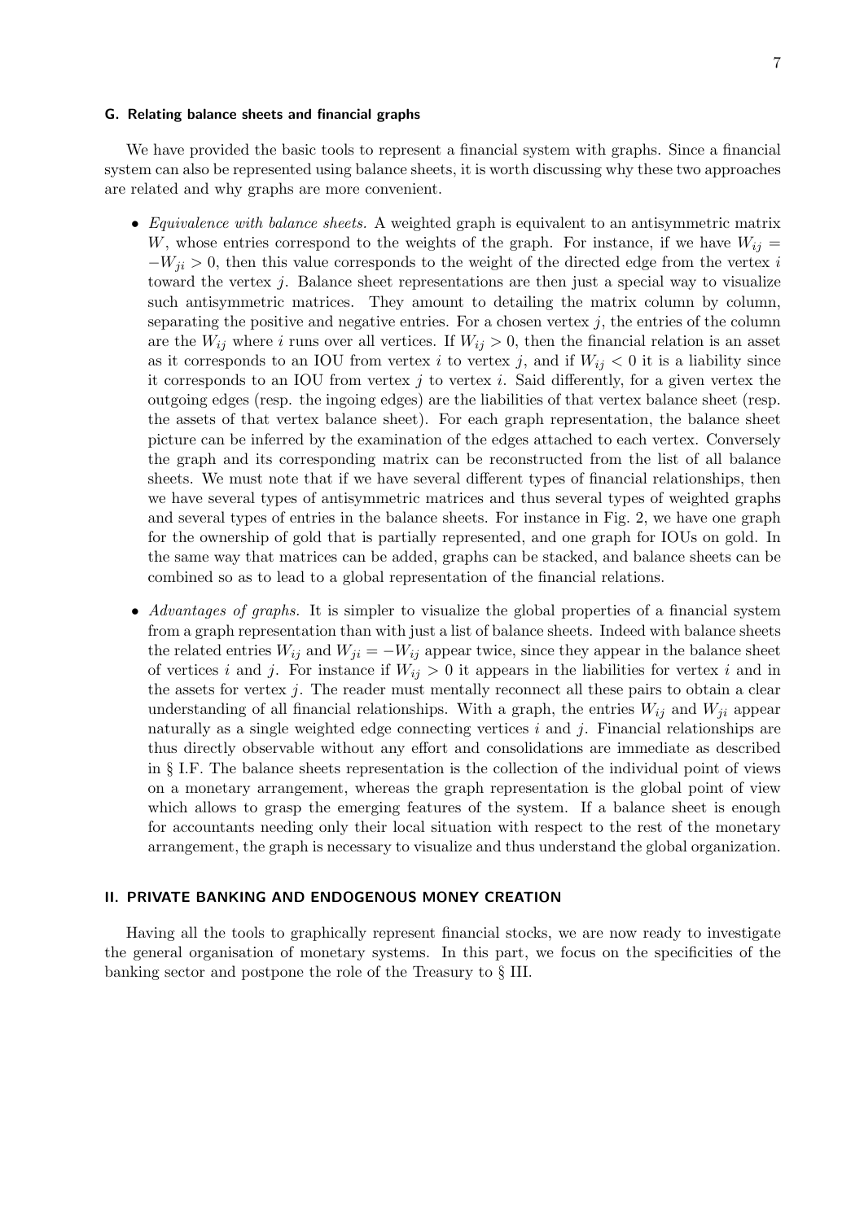### G. Relating balance sheets and financial graphs

We have provided the basic tools to represent a financial system with graphs. Since a financial system can also be represented using balance sheets, it is worth discussing why these two approaches are related and why graphs are more convenient.

- *Equivalence with balance sheets.* A weighted graph is equivalent to an antisymmetric matrix $W$, whose entries correspond to the weights of the graph. For instance, if we have $W_{ij} = -W_{ji} > 0$, then this value corresponds to the weight of the directed edge from the vertex $i$ toward the vertex $j$. Balance sheet representations are then just a special way to visualize such antisymmetric matrices. They amount to detailing the matrix column by column, separating the positive and negative entries. For a chosen vertex $j$, the entries of the column are the $W_{ij}$ where $i$ runs over all vertices. If $W_{ij} > 0$, then the financial relation is an asset as it corresponds to an IOU from vertex $i$ to vertex $j$, and if $W_{ij} < 0$ it is a liability since it corresponds to an IOU from vertex $j$ to vertex $i$. Said differently, for a given vertex the outgoing edges (resp. the ingoing edges) are the liabilities of that vertex balance sheet (resp. the assets of that vertex balance sheet). For each graph representation, the balance sheet picture can be inferred by the examination of the edges attached to each vertex. Conversely the graph and its corresponding matrix can be reconstructed from the list of all balance sheets. We must note that if we have several different types of financial relationships, then we have several types of antisymmetric matrices and thus several types of weighted graphs and several types of entries in the balance sheets. For instance in Fig. 2, we have one graph for the ownership of gold that is partially represented, and one graph for IOUs on gold. In the same way that matrices can be added, graphs can be stacked, and balance sheets can be combined so as to lead to a global representation of the financial relations.

- *Advantages of graphs.* It is simpler to visualize the global properties of a financial system from a graph representation than with just a list of balance sheets. Indeed with balance sheets the related entries $W_{ij}$ and $W_{ji} = -W_{ij}$ appear twice, since they appear in the balance sheet of vertices $i$ and $j$. For instance if $W_{ij} > 0$ it appears in the liabilities for vertex $i$ and in the assets for vertex $j$. The reader must mentally reconnect all these pairs to obtain a clear understanding of all financial relationships. With a graph, the entries $W_{ij}$ and $W_{ji}$ appear naturally as a single weighted edge connecting vertices $i$ and $j$. Financial relationships are thus directly observable without any effort and consolidations are immediate as described in § I.F. The balance sheets representation is the collection of the individual point of views on a monetary arrangement, whereas the graph representation is the global point of view which allows to grasp the emerging features of the system. If a balance sheet is enough for accountants needing only their local situation with respect to the rest of the monetary arrangement, the graph is necessary to visualize and thus understand the global organization.

## II. PRIVATE BANKING AND ENDOGENOUS MONEY CREATION

Having all the tools to graphically represent financial stocks, we are now ready to investigate the general organisation of monetary systems. In this part, we focus on the specificities of the banking sector and postpone the role of the Treasury to § III.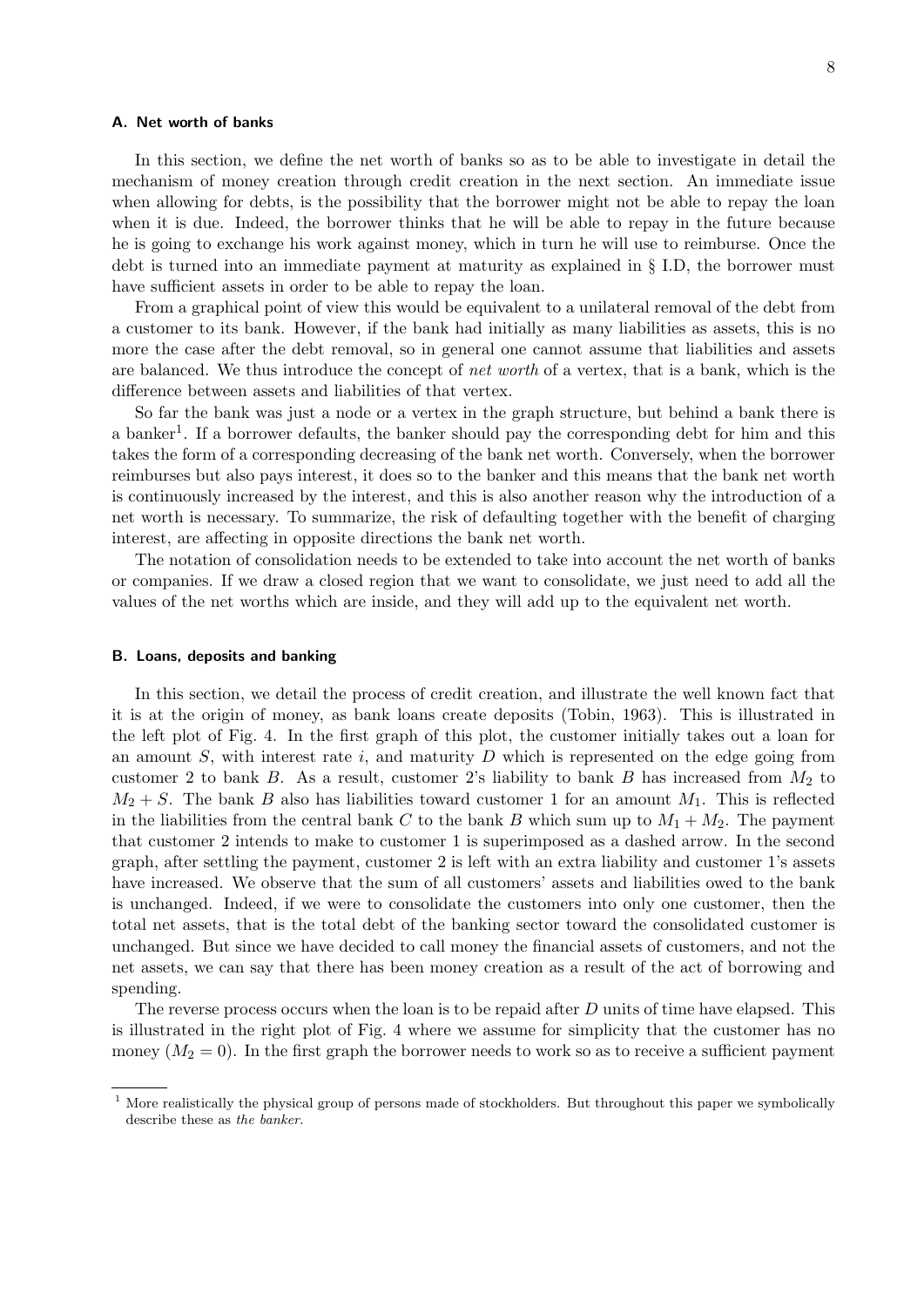### A. Net worth of banks

In this section, we define the net worth of banks so as to be able to investigate in detail the mechanism of money creation through credit creation in the next section. An immediate issue when allowing for debts, is the possibility that the borrower might not be able to repay the loan when it is due. Indeed, the borrower thinks that he will be able to repay in the future because he is going to exchange his work against money, which in turn he will use to reimburse. Once the debt is turned into an immediate payment at maturity as explained in § I.D, the borrower must have sufficient assets in order to be able to repay the loan.

From a graphical point of view this would be equivalent to a unilateral removal of the debt from a customer to its bank. However, if the bank had initially as many liabilities as assets, this is no more the case after the debt removal, so in general one cannot assume that liabilities and assets are balanced. We thus introduce the concept of *net worth* of a vertex, that is a bank, which is the difference between assets and liabilities of that vertex.

So far the bank was just a node or a vertex in the graph structure, but behind a bank there is a banker[1]. If a borrower defaults, the banker should pay the corresponding debt for him and this takes the form of a corresponding decreasing of the bank net worth. Conversely, when the borrower reimburses but also pays interest, it does so to the banker and this means that the bank net worth is continuously increased by the interest, and this is also another reason why the introduction of a net worth is necessary. To summarize, the risk of defaulting together with the benefit of charging interest, are affecting in opposite directions the bank net worth.

The notation of consolidation needs to be extended to take into account the net worth of banks or companies. If we draw a closed region that we want to consolidate, we just need to add all the values of the net worths which are inside, and they will add up to the equivalent net worth.

### B. Loans, deposits and banking

In this section, we detail the process of credit creation, and illustrate the well known fact that it is at the origin of money, as bank loans create deposits (Tobin, 1963). This is illustrated in the left plot of Fig. 4. In the first graph of this plot, the customer initially takes out a loan for an amount $S$, with interest rate $i$, and maturity $D$ which is represented on the edge going from customer 2 to bank $B$. As a result, customer 2's liability to bank $B$ has increased from $M_2$ to $M_2 + S$. The bank $B$ also has liabilities toward customer 1 for an amount $M_1$. This is reflected in the liabilities from the central bank $C$ to the bank $B$ which sum up to $M_1 + M_2$. The payment that customer 2 intends to make to customer 1 is superimposed as a dashed arrow. In the second graph, after settling the payment, customer 2 is left with an extra liability and customer 1's assets have increased. We observe that the sum of all customers' assets and liabilities owed to the bank is unchanged. Indeed, if we were to consolidate the customers into only one customer, then the total net assets, that is the total debt of the banking sector toward the consolidated customer is unchanged. But since we have decided to call money the financial assets of customers, and not the net assets, we can say that there has been money creation as a result of the act of borrowing and spending.

The reverse process occurs when the loan is to be repaid after $D$ units of time have elapsed. This is illustrated in the right plot of Fig. 4 where we assume for simplicity that the customer has no money ($M_2 = 0$). In the first graph the borrower needs to work so as to receive a sufficient payment

[1] More realistically the physical group of persons made of stockholders. But throughout this paper we symbolically describe these as *the banker*.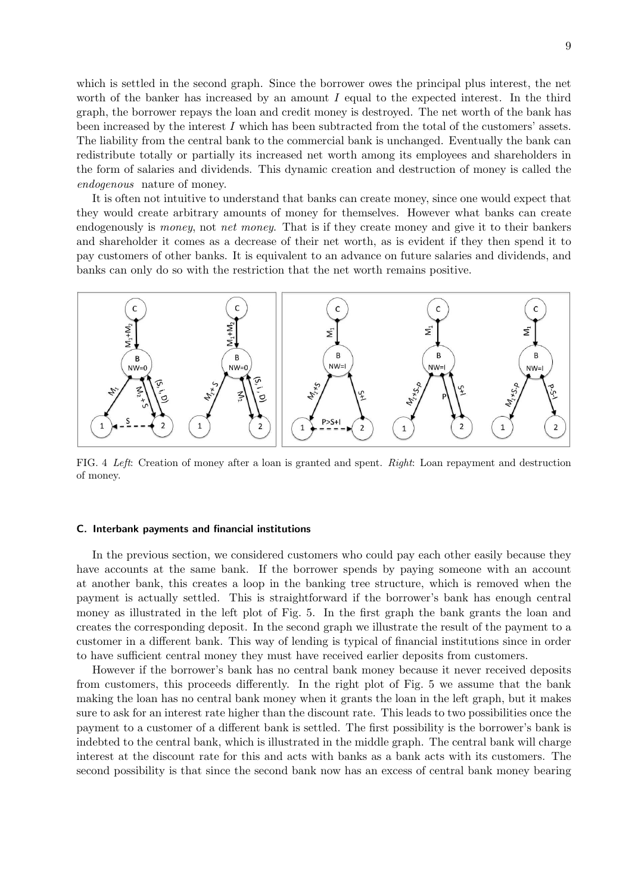which is settled in the second graph. Since the borrower owes the principal plus interest, the net worth of the banker has increased by an amount $I$ equal to the expected interest. In the third graph, the borrower repays the loan and credit money is destroyed. The net worth of the bank has been increased by the interest $I$ which has been subtracted from the total of the customers' assets. The liability from the central bank to the commercial bank is unchanged. Eventually the bank can redistribute totally or partially its increased net worth among its employees and shareholders in the form of salaries and dividends. This dynamic creation and destruction of money is called the *endogenous* nature of money.

It is often not intuitive to understand that banks can create money, since one would expect that they would create arbitrary amounts of money for themselves. However what banks can create endogenously is *money*, not *net money*. That is if they create money and give it to their bankers and shareholder it comes as a decrease of their net worth, as is evident if they then spend it to pay customers of other banks. It is equivalent to an advance on future salaries and dividends, and banks can only do so with the restriction that the net worth remains positive.

FIG. 4 *Left*: Creation of money after a loan is granted and spent. *Right*: Loan repayment and destruction of money.

### C. Interbank payments and financial institutions

In the previous section, we considered customers who could pay each other easily because they have accounts at the same bank. If the borrower spends by paying someone with an account at another bank, this creates a loop in the banking tree structure, which is removed when the payment is actually settled. This is straightforward if the borrower's bank has enough central money as illustrated in the left plot of Fig. 5. In the first graph the bank grants the loan and creates the corresponding deposit. In the second graph we illustrate the result of the payment to a customer in a different bank. This way of lending is typical of financial institutions since in order to have sufficient central money they must have received earlier deposits from customers.

However if the borrower's bank has no central bank money because it never received deposits from customers, this proceeds differently. In the right plot of Fig. 5 we assume that the bank making the loan has no central bank money when it grants the loan in the left graph, but it makes sure to ask for an interest rate higher than the discount rate. This leads to two possibilities once the payment to a customer of a different bank is settled. The first possibility is the borrower's bank is indebted to the central bank, which is illustrated in the middle graph. The central bank will charge interest at the discount rate for this and acts with banks as a bank acts with its customers. The second possibility is that since the second bank now has an excess of central bank money bearing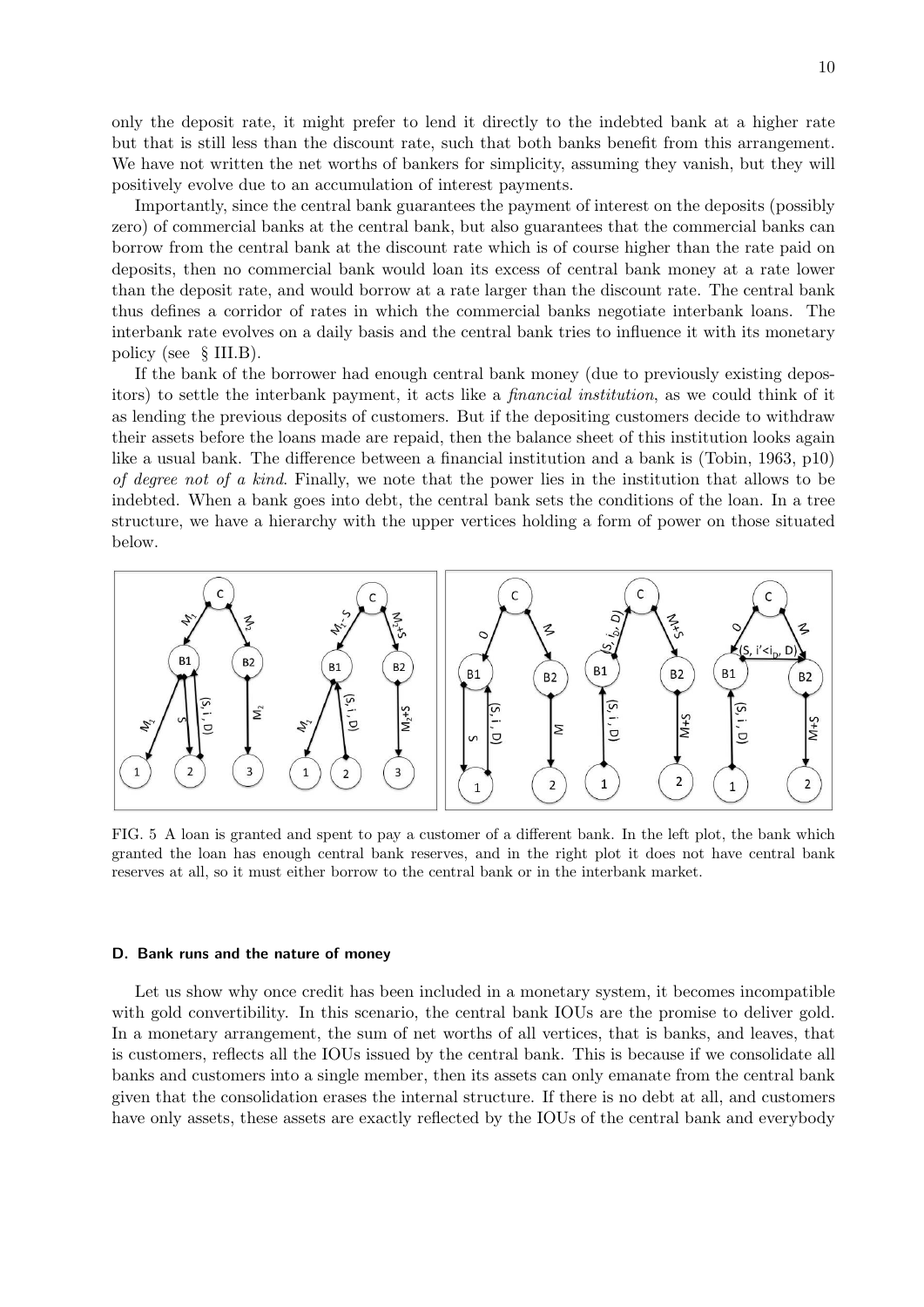only the deposit rate, it might prefer to lend it directly to the indebted bank at a higher rate but that is still less than the discount rate, such that both banks benefit from this arrangement. We have not written the net worths of bankers for simplicity, assuming they vanish, but they will positively evolve due to an accumulation of interest payments.

Importantly, since the central bank guarantees the payment of interest on the deposits (possibly zero) of commercial banks at the central bank, but also guarantees that the commercial banks can borrow from the central bank at the discount rate which is of course higher than the rate paid on deposits, then no commercial bank would loan its excess of central bank money at a rate lower than the deposit rate, and would borrow at a rate larger than the discount rate. The central bank thus defines a corridor of rates in which the commercial banks negotiate interbank loans. The interbank rate evolves on a daily basis and the central bank tries to influence it with its monetary policy (see § III.B).

If the bank of the borrower had enough central bank money (due to previously existing depositors) to settle the interbank payment, it acts like a *financial institution*, as we could think of it as lending the previous deposits of customers. But if the depositing customers decide to withdraw their assets before the loans made are repaid, then the balance sheet of this institution looks again like a usual bank. The difference between a financial institution and a bank is (Tobin, 1963, p10) *of degree not of a kind*. Finally, we note that the power lies in the institution that allows to be indebted. When a bank goes into debt, the central bank sets the conditions of the loan. In a tree structure, we have a hierarchy with the upper vertices holding a form of power on those situated below.

C
B1
B2
1
2
3
$M_1$
$M_2$
$M_1$
S
(S, i, D)
$M_2$
$M_1$-S
$M_2$+S
$M_2$+S
$M_1$
(S, i, D)
0
M
S
(S, i, D)
M
1
2
(S, $i_D$, D)
M+S
(S, i, D)
M+S
(S, i'<$i_D$, D)

FIG. 5 A loan is granted and spent to pay a customer of a different bank. In the left plot, the bank which granted the loan has enough central bank reserves, and in the right plot it does not have central bank reserves at all, so it must either borrow to the central bank or in the interbank market.

### D. Bank runs and the nature of money

Let us show why once credit has been included in a monetary system, it becomes incompatible with gold convertibility. In this scenario, the central bank IOUs are the promise to deliver gold. In a monetary arrangement, the sum of net worths of all vertices, that is banks, and leaves, that is customers, reflects all the IOUs issued by the central bank. This is because if we consolidate all banks and customers into a single member, then its assets can only emanate from the central bank given that the consolidation erases the internal structure. If there is no debt at all, and customers have only assets, these assets are exactly reflected by the IOUs of the central bank and everybody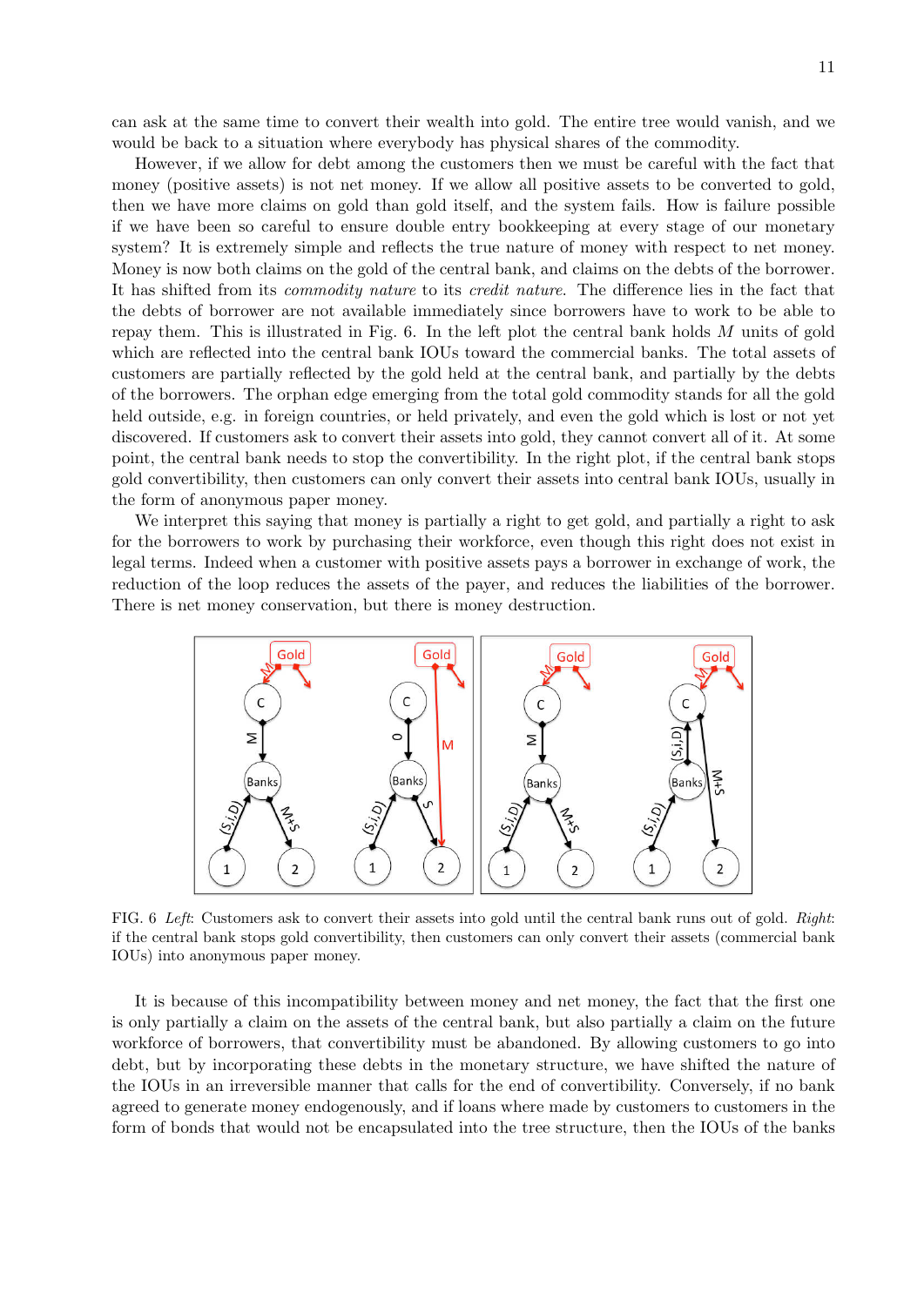can ask at the same time to convert their wealth into gold. The entire tree would vanish, and we would be back to a situation where everybody has physical shares of the commodity.

However, if we allow for debt among the customers then we must be careful with the fact that money (positive assets) is not net money. If we allow all positive assets to be converted to gold, then we have more claims on gold than gold itself, and the system fails. How is failure possible if we have been so careful to ensure double entry bookkeeping at every stage of our monetary system? It is extremely simple and reflects the true nature of money with respect to net money. Money is now both claims on the gold of the central bank, and claims on the debts of the borrower. It has shifted from its *commodity nature* to its *credit nature*. The difference lies in the fact that the debts of borrower are not available immediately since borrowers have to work to be able to repay them. This is illustrated in Fig. 6. In the left plot the central bank holds $M$ units of gold which are reflected into the central bank IOUs toward the commercial banks. The total assets of customers are partially reflected by the gold held at the central bank, and partially by the debts of the borrowers. The orphan edge emerging from the total gold commodity stands for all the gold held outside, e.g. in foreign countries, or held privately, and even the gold which is lost or not yet discovered. If customers ask to convert their assets into gold, they cannot convert all of it. At some point, the central bank needs to stop the convertibility. In the right plot, if the central bank stops gold convertibility, then customers can only convert their assets into central bank IOUs, usually in the form of anonymous paper money.

We interpret this saying that money is partially a right to get gold, and partially a right to ask for the borrowers to work by purchasing their workforce, even though this right does not exist in legal terms. Indeed when a customer with positive assets pays a borrower in exchange of work, the reduction of the loop reduces the assets of the payer, and reduces the liabilities of the borrower. There is net money conservation, but there is money destruction.

FIG. 6 *Left*: Customers ask to convert their assets into gold until the central bank runs out of gold. *Right*: if the central bank stops gold convertibility, then customers can only convert their assets (commercial bank IOUs) into anonymous paper money.

It is because of this incompatibility between money and net money, the fact that the first one is only partially a claim on the assets of the central bank, but also partially a claim on the future workforce of borrowers, that convertibility must be abandoned. By allowing customers to go into debt, but by incorporating these debts in the monetary structure, we have shifted the nature of the IOUs in an irreversible manner that calls for the end of convertibility. Conversely, if no bank agreed to generate money endogenously, and if loans where made by customers to customers in the form of bonds that would not be encapsulated into the tree structure, then the IOUs of the banks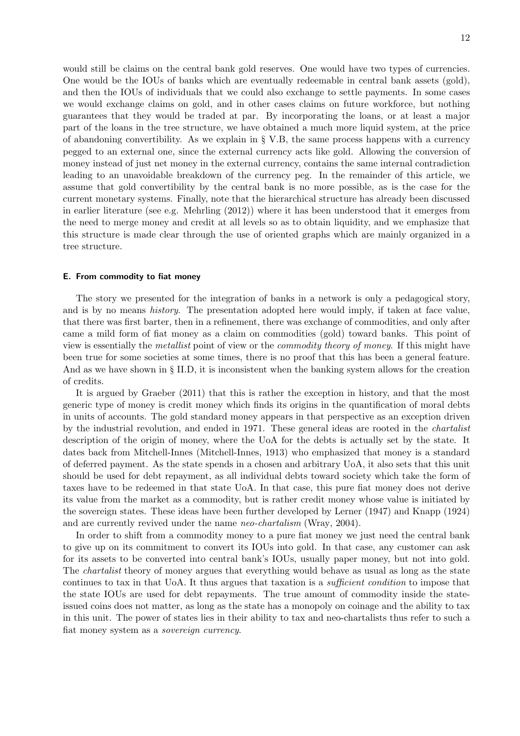would still be claims on the central bank gold reserves. One would have two types of currencies. One would be the IOUs of banks which are eventually redeemable in central bank assets (gold), and then the IOUs of individuals that we could also exchange to settle payments. In some cases we would exchange claims on gold, and in other cases claims on future workforce, but nothing guarantees that they would be traded at par. By incorporating the loans, or at least a major part of the loans in the tree structure, we have obtained a much more liquid system, at the price of abandoning convertibility. As we explain in § V.B, the same process happens with a currency pegged to an external one, since the external currency acts like gold. Allowing the conversion of money instead of just net money in the external currency, contains the same internal contradiction leading to an unavoidable breakdown of the currency peg. In the remainder of this article, we assume that gold convertibility by the central bank is no more possible, as is the case for the current monetary systems. Finally, note that the hierarchical structure has already been discussed in earlier literature (see e.g. Mehrling (2012)) where it has been understood that it emerges from the need to merge money and credit at all levels so as to obtain liquidity, and we emphasize that this structure is made clear through the use of oriented graphs which are mainly organized in a tree structure.

#### E. From commodity to fiat money

The story we presented for the integration of banks in a network is only a pedagogical story, and is by no means *history*. The presentation adopted here would imply, if taken at face value, that there was first barter, then in a refinement, there was exchange of commodities, and only after came a mild form of fiat money as a claim on commodities (gold) toward banks. This point of view is essentially the *metallist* point of view or the *commodity theory of money*. If this might have been true for some societies at some times, there is no proof that this has been a general feature. And as we have shown in § II.D, it is inconsistent when the banking system allows for the creation of credits.

It is argued by Graeber (2011) that this is rather the exception in history, and that the most generic type of money is credit money which finds its origins in the quantification of moral debts in units of accounts. The gold standard money appears in that perspective as an exception driven by the industrial revolution, and ended in 1971. These general ideas are rooted in the *chartalist* description of the origin of money, where the UoA for the debts is actually set by the state. It dates back from Mitchell-Innes (Mitchell-Innes, 1913) who emphasized that money is a standard of deferred payment. As the state spends in a chosen and arbitrary UoA, it also sets that this unit should be used for debt repayment, as all individual debts toward society which take the form of taxes have to be redeemed in that state UoA. In that case, this pure fiat money does not derive its value from the market as a commodity, but is rather credit money whose value is initiated by the sovereign states. These ideas have been further developed by Lerner (1947) and Knapp (1924) and are currently revived under the name *neo-chartalism* (Wray, 2004).

In order to shift from a commodity money to a pure fiat money we just need the central bank to give up on its commitment to convert its IOUs into gold. In that case, any customer can ask for its assets to be converted into central bank's IOUs, usually paper money, but not into gold. The *chartalist* theory of money argues that everything would behave as usual as long as the state continues to tax in that UoA. It thus argues that taxation is a *sufficient condition* to impose that the state IOUs are used for debt repayments. The true amount of commodity inside the state-issued coins does not matter, as long as the state has a monopoly on coinage and the ability to tax in this unit. The power of states lies in their ability to tax and neo-chartalists thus refer to such a fiat money system as a *sovereign currency*.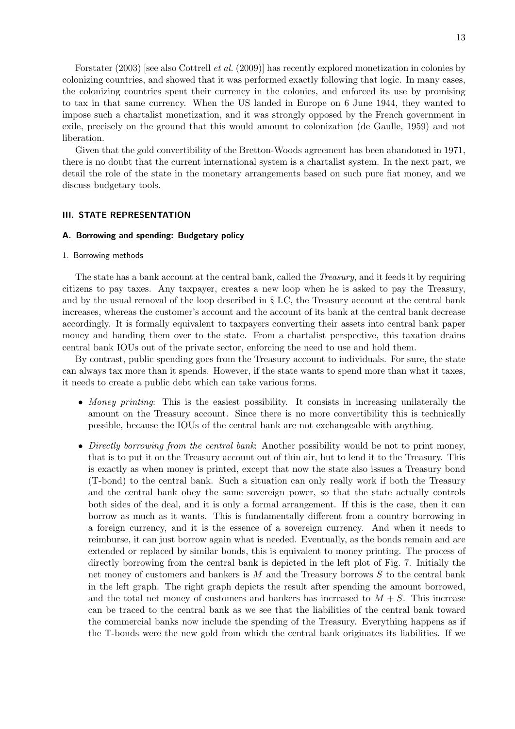Forstater (2003) [see also Cottrell *et al.* (2009)] has recently explored monetization in colonies by colonizing countries, and showed that it was performed exactly following that logic. In many cases, the colonizing countries spent their currency in the colonies, and enforced its use by promising to tax in that same currency. When the US landed in Europe on 6 June 1944, they wanted to impose such a chartalist monetization, and it was strongly opposed by the French government in exile, precisely on the ground that this would amount to colonization (de Gaulle, 1959) and not liberation.

Given that the gold convertibility of the Bretton-Woods agreement has been abandoned in 1971, there is no doubt that the current international system is a chartalist system. In the next part, we detail the role of the state in the monetary arrangements based on such pure fiat money, and we discuss budgetary tools.

## III. STATE REPRESENTATION

### A. Borrowing and spending: Budgetary policy

#### 1. Borrowing methods

The state has a bank account at the central bank, called the *Treasury*, and it feeds it by requiring citizens to pay taxes. Any taxpayer, creates a new loop when he is asked to pay the Treasury, and by the usual removal of the loop described in § I.C, the Treasury account at the central bank increases, whereas the customer's account and the account of its bank at the central bank decrease accordingly. It is formally equivalent to taxpayers converting their assets into central bank paper money and handing them over to the state. From a chartalist perspective, this taxation drains central bank IOUs out of the private sector, enforcing the need to use and hold them.

By contrast, public spending goes from the Treasury account to individuals. For sure, the state can always tax more than it spends. However, if the state wants to spend more than what it taxes, it needs to create a public debt which can take various forms.

- *Money printing*: This is the easiest possibility. It consists in increasing unilaterally the amount on the Treasury account. Since there is no more convertibility this is technically possible, because the IOUs of the central bank are not exchangeable with anything.
- *Directly borrowing from the central bank*: Another possibility would be not to print money, that is to put it on the Treasury account out of thin air, but to lend it to the Treasury. This is exactly as when money is printed, except that now the state also issues a Treasury bond (T-bond) to the central bank. Such a situation can only really work if both the Treasury and the central bank obey the same sovereign power, so that the state actually controls both sides of the deal, and it is only a formal arrangement. If this is the case, then it can borrow as much as it wants. This is fundamentally different from a country borrowing in a foreign currency, and it is the essence of a sovereign currency. And when it needs to reimburse, it can just borrow again what is needed. Eventually, as the bonds remain and are extended or replaced by similar bonds, this is equivalent to money printing. The process of directly borrowing from the central bank is depicted in the left plot of Fig. 7. Initially the net money of customers and bankers is $M$ and the Treasury borrows $S$ to the central bank in the left graph. The right graph depicts the result after spending the amount borrowed, and the total net money of customers and bankers has increased to $M + S$. This increase can be traced to the central bank as we see that the liabilities of the central bank toward the commercial banks now include the spending of the Treasury. Everything happens as if the T-bonds were the new gold from which the central bank originates its liabilities. If we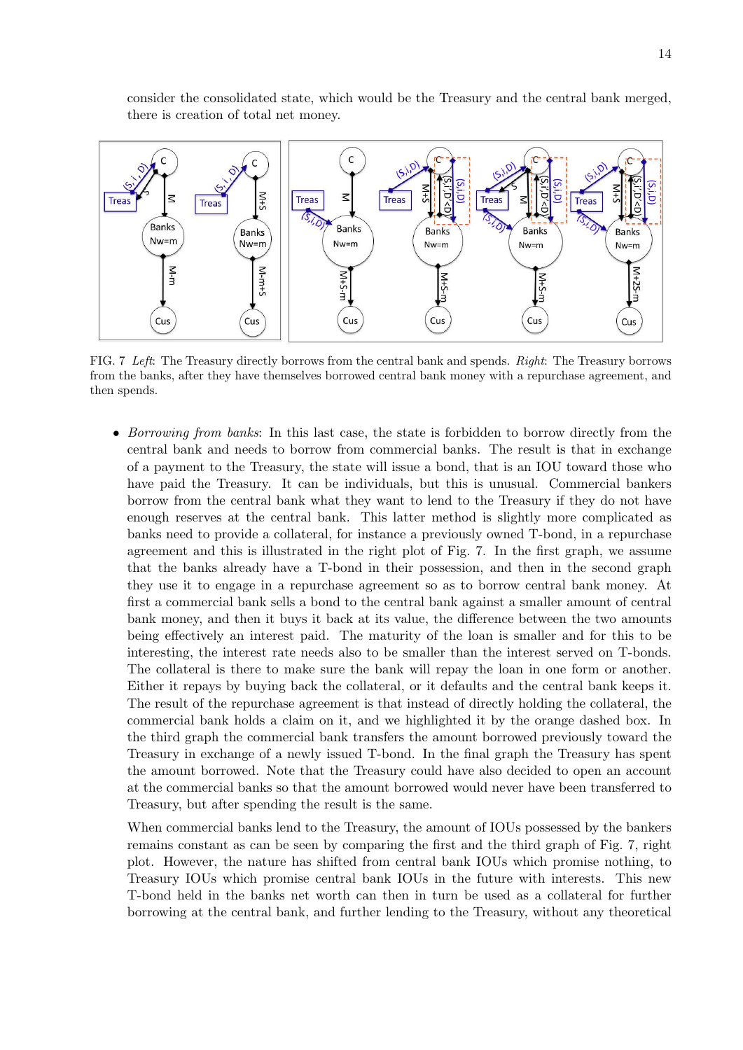consider the consolidated state, which would be the Treasury and the central bank merged, there is creation of total net money.

C
Treas
(S,i,D)
S
M
Banks
Nw=m
M-m
Cus

C
Treas
(S, i, D)
M+S
Banks
Nw=m
M-m+S
Cus

C
Treas
(S,i,D)
M
Banks
Nw=m
M+S-m
Cus

C
Treas
(S,i,D)
M+S
(S',i',D'<D)
(S,i,D)
Banks
Nw=m
M+S-m
Cus

C
Treas
(S,i,D)
S
M
(S',i',D'<D)
(S,i,D)
(S,i,D)
Banks
Nw=m
M+S-m
Cus

C
Treas
(S,i,D)
M+S
(S',i',D'<D)
(S,i,D)
(S,i,D)
Banks
Nw=m
M+2S-m
Cus

FIG. 7 *Left*: The Treasury directly borrows from the central bank and spends. *Right*: The Treasury borrows from the banks, after they have themselves borrowed central bank money with a repurchase agreement, and then spends.

- *Borrowing from banks*: In this last case, the state is forbidden to borrow directly from the central bank and needs to borrow from commercial banks. The result is that in exchange of a payment to the Treasury, the state will issue a bond, that is an IOU toward those who have paid the Treasury. It can be individuals, but this is unusual. Commercial bankers borrow from the central bank what they want to lend to the Treasury if they do not have enough reserves at the central bank. This latter method is slightly more complicated as banks need to provide a collateral, for instance a previously owned T-bond, in a repurchase agreement and this is illustrated in the right plot of Fig. 7. In the first graph, we assume that the banks already have a T-bond in their possession, and then in the second graph they use it to engage in a repurchase agreement so as to borrow central bank money. At first a commercial bank sells a bond to the central bank against a smaller amount of central bank money, and then it buys it back at its value, the difference between the two amounts being effectively an interest paid. The maturity of the loan is smaller and for this to be interesting, the interest rate needs also to be smaller than the interest served on T-bonds. The collateral is there to make sure the bank will repay the loan in one form or another. Either it repays by buying back the collateral, or it defaults and the central bank keeps it. The result of the repurchase agreement is that instead of directly holding the collateral, the commercial bank holds a claim on it, and we highlighted it by the orange dashed box. In the third graph the commercial bank transfers the amount borrowed previously toward the Treasury in exchange of a newly issued T-bond. In the final graph the Treasury has spent the amount borrowed. Note that the Treasury could have also decided to open an account at the commercial banks so that the amount borrowed would never have been transferred to Treasury, but after spending the result is the same.

  When commercial banks lend to the Treasury, the amount of IOUs possessed by the bankers remains constant as can be seen by comparing the first and the third graph of Fig. 7, right plot. However, the nature has shifted from central bank IOUs which promise nothing, to Treasury IOUs which promise central bank IOUs in the future with interests. This new T-bond held in the banks net worth can then in turn be used as a collateral for further borrowing at the central bank, and further lending to the Treasury, without any theoretical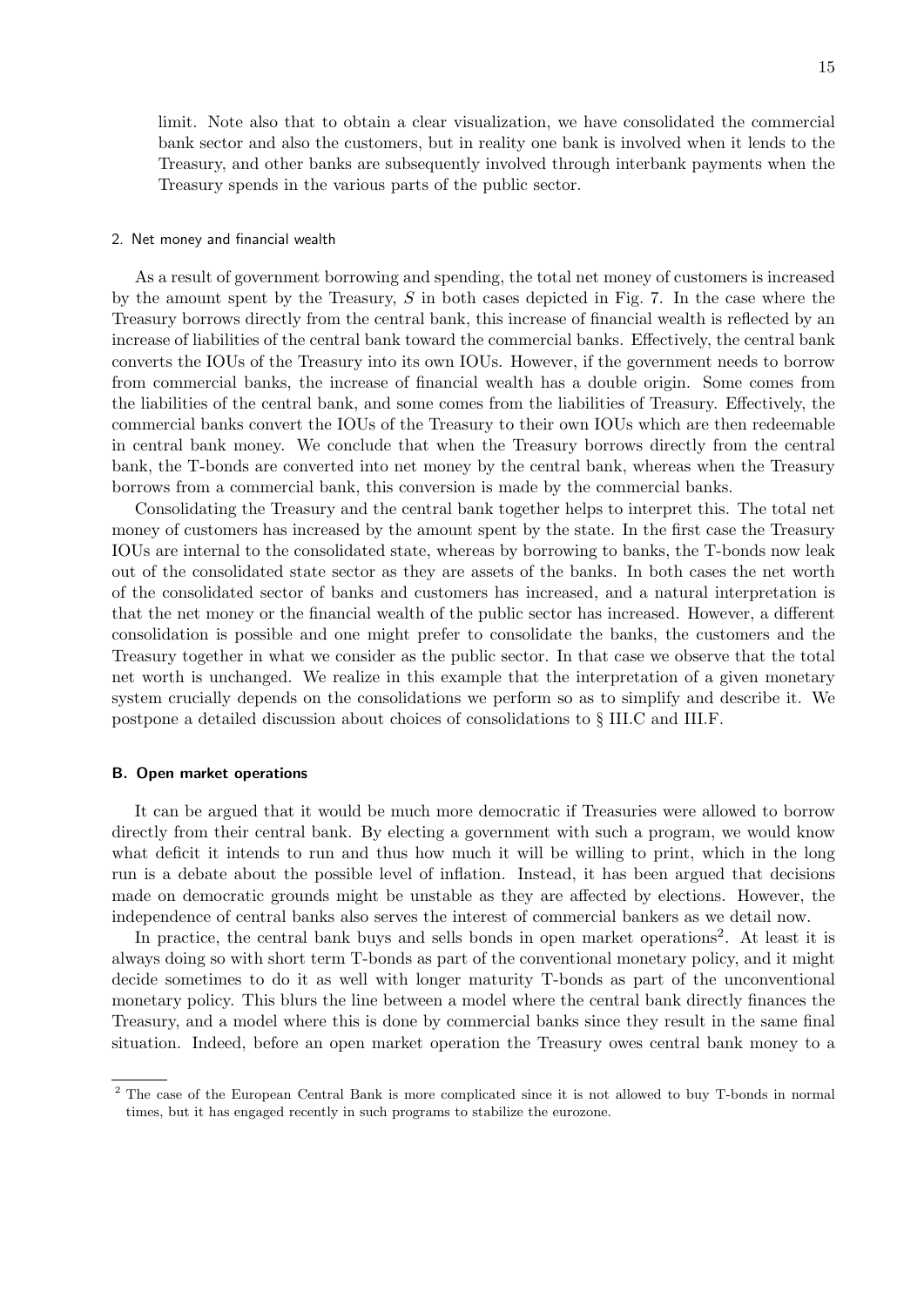limit. Note also that to obtain a clear visualization, we have consolidated the commercial bank sector and also the customers, but in reality one bank is involved when it lends to the Treasury, and other banks are subsequently involved through interbank payments when the Treasury spends in the various parts of the public sector.

#### 2. Net money and financial wealth

As a result of government borrowing and spending, the total net money of customers is increased by the amount spent by the Treasury, $S$ in both cases depicted in Fig. 7. In the case where the Treasury borrows directly from the central bank, this increase of financial wealth is reflected by an increase of liabilities of the central bank toward the commercial banks. Effectively, the central bank converts the IOUs of the Treasury into its own IOUs. However, if the government needs to borrow from commercial banks, the increase of financial wealth has a double origin. Some comes from the liabilities of the central bank, and some comes from the liabilities of Treasury. Effectively, the commercial banks convert the IOUs of the Treasury to their own IOUs which are then redeemable in central bank money. We conclude that when the Treasury borrows directly from the central bank, the T-bonds are converted into net money by the central bank, whereas when the Treasury borrows from a commercial bank, this conversion is made by the commercial banks.

Consolidating the Treasury and the central bank together helps to interpret this. The total net money of customers has increased by the amount spent by the state. In the first case the Treasury IOUs are internal to the consolidated state, whereas by borrowing to banks, the T-bonds now leak out of the consolidated state sector as they are assets of the banks. In both cases the net worth of the consolidated sector of banks and customers has increased, and a natural interpretation is that the net money or the financial wealth of the public sector has increased. However, a different consolidation is possible and one might prefer to consolidate the banks, the customers and the Treasury together in what we consider as the public sector. In that case we observe that the total net worth is unchanged. We realize in this example that the interpretation of a given monetary system crucially depends on the consolidations we perform so as to simplify and describe it. We postpone a detailed discussion about choices of consolidations to § III.C and III.F.

### B. Open market operations

It can be argued that it would be much more democratic if Treasuries were allowed to borrow directly from their central bank. By electing a government with such a program, we would know what deficit it intends to run and thus how much it will be willing to print, which in the long run is a debate about the possible level of inflation. Instead, it has been argued that decisions made on democratic grounds might be unstable as they are affected by elections. However, the independence of central banks also serves the interest of commercial bankers as we detail now.

In practice, the central bank buys and sells bonds in open market operations[2]. At least it is always doing so with short term T-bonds as part of the conventional monetary policy, and it might decide sometimes to do it as well with longer maturity T-bonds as part of the unconventional monetary policy. This blurs the line between a model where the central bank directly finances the Treasury, and a model where this is done by commercial banks since they result in the same final situation. Indeed, before an open market operation the Treasury owes central bank money to a

[2] The case of the European Central Bank is more complicated since it is not allowed to buy T-bonds in normal times, but it has engaged recently in such programs to stabilize the eurozone.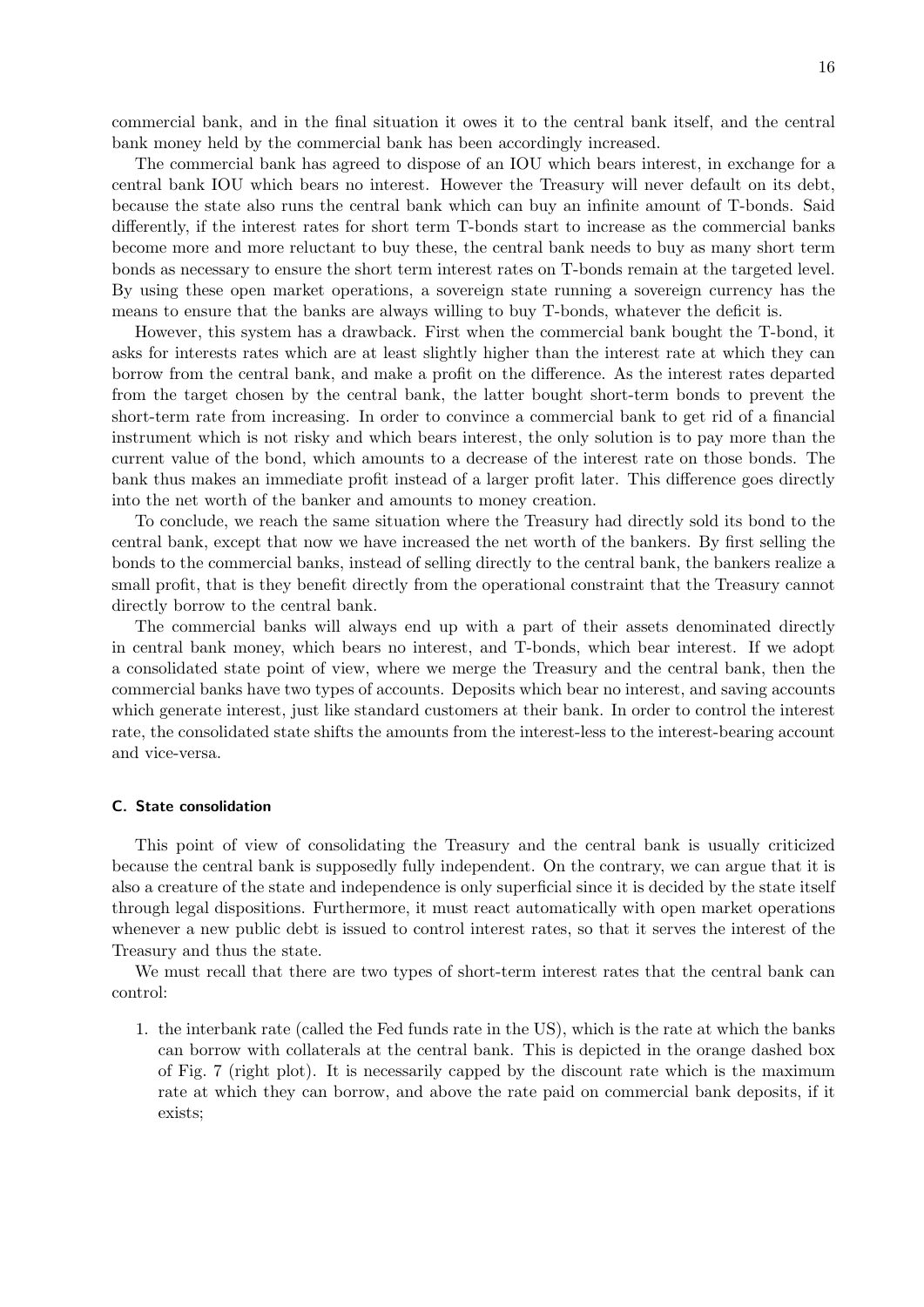commercial bank, and in the final situation it owes it to the central bank itself, and the central bank money held by the commercial bank has been accordingly increased.

The commercial bank has agreed to dispose of an IOU which bears interest, in exchange for a central bank IOU which bears no interest. However the Treasury will never default on its debt, because the state also runs the central bank which can buy an infinite amount of T-bonds. Said differently, if the interest rates for short term T-bonds start to increase as the commercial banks become more and more reluctant to buy these, the central bank needs to buy as many short term bonds as necessary to ensure the short term interest rates on T-bonds remain at the targeted level. By using these open market operations, a sovereign state running a sovereign currency has the means to ensure that the banks are always willing to buy T-bonds, whatever the deficit is.

However, this system has a drawback. First when the commercial bank bought the T-bond, it asks for interests rates which are at least slightly higher than the interest rate at which they can borrow from the central bank, and make a profit on the difference. As the interest rates departed from the target chosen by the central bank, the latter bought short-term bonds to prevent the short-term rate from increasing. In order to convince a commercial bank to get rid of a financial instrument which is not risky and which bears interest, the only solution is to pay more than the current value of the bond, which amounts to a decrease of the interest rate on those bonds. The bank thus makes an immediate profit instead of a larger profit later. This difference goes directly into the net worth of the banker and amounts to money creation.

To conclude, we reach the same situation where the Treasury had directly sold its bond to the central bank, except that now we have increased the net worth of the bankers. By first selling the bonds to the commercial banks, instead of selling directly to the central bank, the bankers realize a small profit, that is they benefit directly from the operational constraint that the Treasury cannot directly borrow to the central bank.

The commercial banks will always end up with a part of their assets denominated directly in central bank money, which bears no interest, and T-bonds, which bear interest. If we adopt a consolidated state point of view, where we merge the Treasury and the central bank, then the commercial banks have two types of accounts. Deposits which bear no interest, and saving accounts which generate interest, just like standard customers at their bank. In order to control the interest rate, the consolidated state shifts the amounts from the interest-less to the interest-bearing account and vice-versa.

### C. State consolidation

This point of view of consolidating the Treasury and the central bank is usually criticized because the central bank is supposedly fully independent. On the contrary, we can argue that it is also a creature of the state and independence is only superficial since it is decided by the state itself through legal dispositions. Furthermore, it must react automatically with open market operations whenever a new public debt is issued to control interest rates, so that it serves the interest of the Treasury and thus the state.

We must recall that there are two types of short-term interest rates that the central bank can control:

1. the interbank rate (called the Fed funds rate in the US), which is the rate at which the banks can borrow with collaterals at the central bank. This is depicted in the orange dashed box of Fig. 7 (right plot). It is necessarily capped by the discount rate which is the maximum rate at which they can borrow, and above the rate paid on commercial bank deposits, if it exists;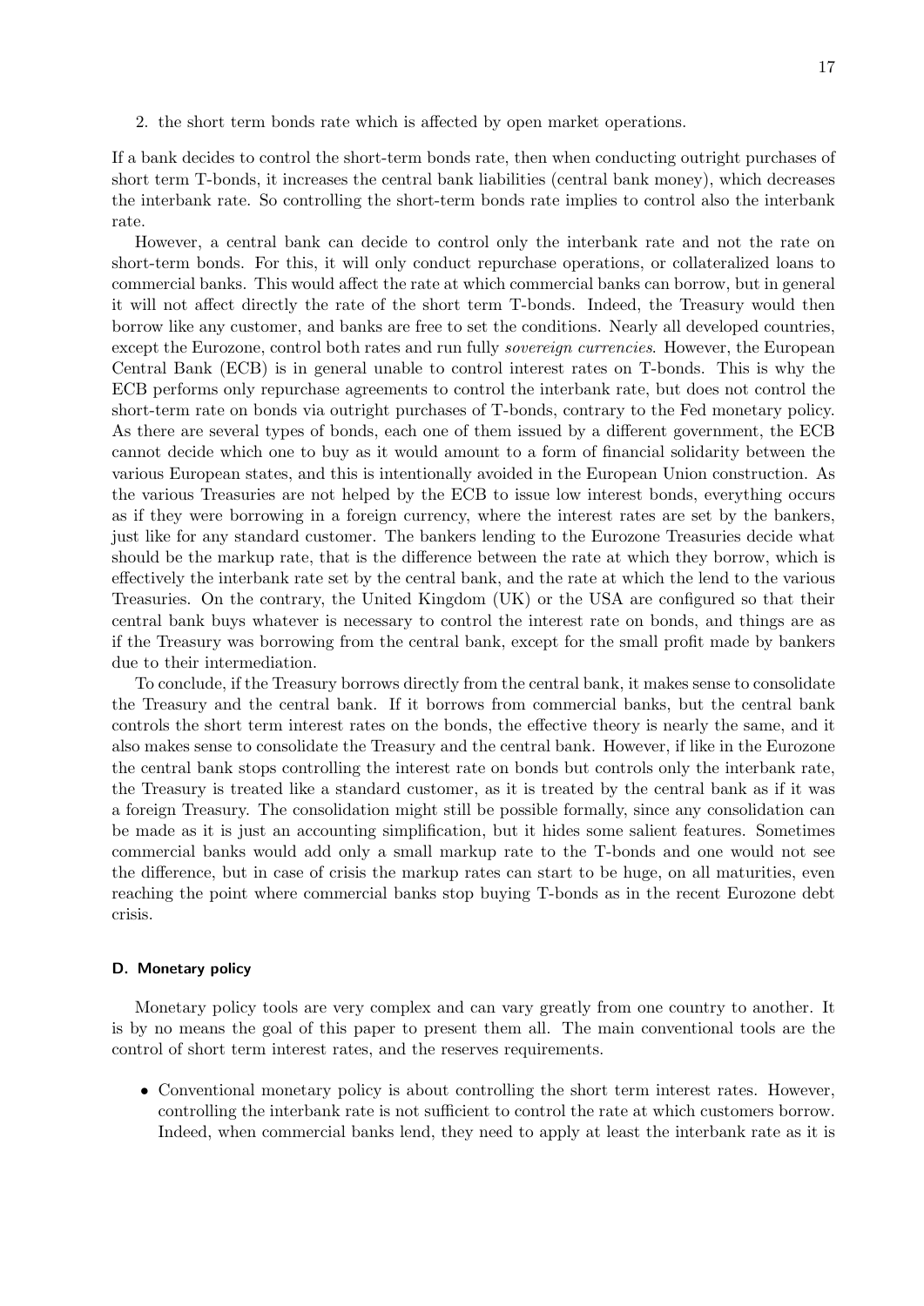2. the short term bonds rate which is affected by open market operations.

If a bank decides to control the short-term bonds rate, then when conducting outright purchases of short term T-bonds, it increases the central bank liabilities (central bank money), which decreases the interbank rate. So controlling the short-term bonds rate implies to control also the interbank rate.

However, a central bank can decide to control only the interbank rate and not the rate on short-term bonds. For this, it will only conduct repurchase operations, or collateralized loans to commercial banks. This would affect the rate at which commercial banks can borrow, but in general it will not affect directly the rate of the short term T-bonds. Indeed, the Treasury would then borrow like any customer, and banks are free to set the conditions. Nearly all developed countries, except the Eurozone, control both rates and run fully *sovereign currencies*. However, the European Central Bank (ECB) is in general unable to control interest rates on T-bonds. This is why the ECB performs only repurchase agreements to control the interbank rate, but does not control the short-term rate on bonds via outright purchases of T-bonds, contrary to the Fed monetary policy. As there are several types of bonds, each one of them issued by a different government, the ECB cannot decide which one to buy as it would amount to a form of financial solidarity between the various European states, and this is intentionally avoided in the European Union construction. As the various Treasuries are not helped by the ECB to issue low interest bonds, everything occurs as if they were borrowing in a foreign currency, where the interest rates are set by the bankers, just like for any standard customer. The bankers lending to the Eurozone Treasuries decide what should be the markup rate, that is the difference between the rate at which they borrow, which is effectively the interbank rate set by the central bank, and the rate at which the lend to the various Treasuries. On the contrary, the United Kingdom (UK) or the USA are configured so that their central bank buys whatever is necessary to control the interest rate on bonds, and things are as if the Treasury was borrowing from the central bank, except for the small profit made by bankers due to their intermediation.

To conclude, if the Treasury borrows directly from the central bank, it makes sense to consolidate the Treasury and the central bank. If it borrows from commercial banks, but the central bank controls the short term interest rates on the bonds, the effective theory is nearly the same, and it also makes sense to consolidate the Treasury and the central bank. However, if like in the Eurozone the central bank stops controlling the interest rate on bonds but controls only the interbank rate, the Treasury is treated like a standard customer, as it is treated by the central bank as if it was a foreign Treasury. The consolidation might still be possible formally, since any consolidation can be made as it is just an accounting simplification, but it hides some salient features. Sometimes commercial banks would add only a small markup rate to the T-bonds and one would not see the difference, but in case of crisis the markup rates can start to be huge, on all maturities, even reaching the point where commercial banks stop buying T-bonds as in the recent Eurozone debt crisis.

### D. Monetary policy

Monetary policy tools are very complex and can vary greatly from one country to another. It is by no means the goal of this paper to present them all. The main conventional tools are the control of short term interest rates, and the reserves requirements.

- Conventional monetary policy is about controlling the short term interest rates. However, controlling the interbank rate is not sufficient to control the rate at which customers borrow. Indeed, when commercial banks lend, they need to apply at least the interbank rate as it is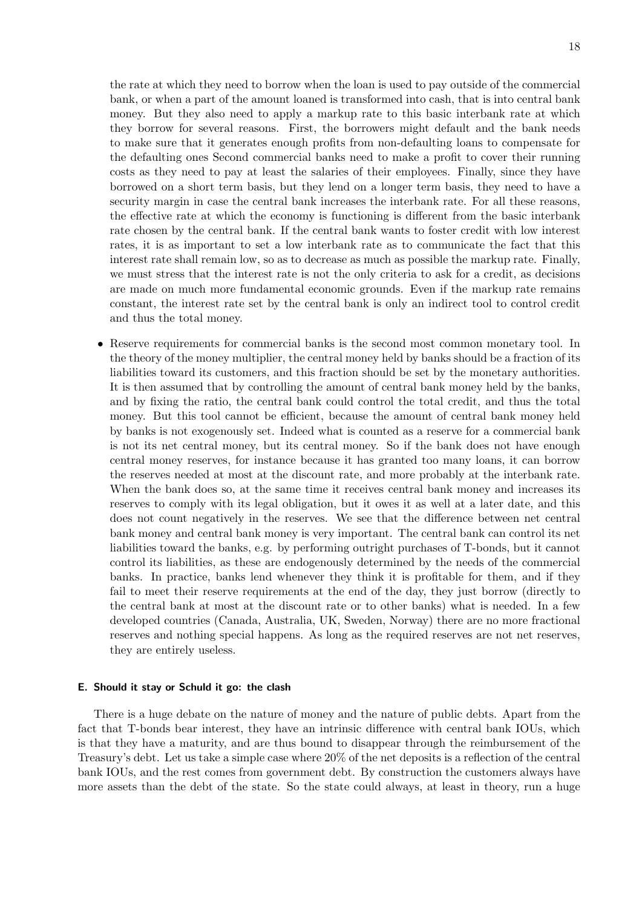the rate at which they need to borrow when the loan is used to pay outside of the commercial bank, or when a part of the amount loaned is transformed into cash, that is into central bank money. But they also need to apply a markup rate to this basic interbank rate at which they borrow for several reasons. First, the borrowers might default and the bank needs to make sure that it generates enough profits from non-defaulting loans to compensate for the defaulting ones Second commercial banks need to make a profit to cover their running costs as they need to pay at least the salaries of their employees. Finally, since they have borrowed on a short term basis, but they lend on a longer term basis, they need to have a security margin in case the central bank increases the interbank rate. For all these reasons, the effective rate at which the economy is functioning is different from the basic interbank rate chosen by the central bank. If the central bank wants to foster credit with low interest rates, it is as important to set a low interbank rate as to communicate the fact that this interest rate shall remain low, so as to decrease as much as possible the markup rate. Finally, we must stress that the interest rate is not the only criteria to ask for a credit, as decisions are made on much more fundamental economic grounds. Even if the markup rate remains constant, the interest rate set by the central bank is only an indirect tool to control credit and thus the total money.

- Reserve requirements for commercial banks is the second most common monetary tool. In the theory of the money multiplier, the central money held by banks should be a fraction of its liabilities toward its customers, and this fraction should be set by the monetary authorities. It is then assumed that by controlling the amount of central bank money held by the banks, and by fixing the ratio, the central bank could control the total credit, and thus the total money. But this tool cannot be efficient, because the amount of central bank money held by banks is not exogenously set. Indeed what is counted as a reserve for a commercial bank is not its net central money, but its central money. So if the bank does not have enough central money reserves, for instance because it has granted too many loans, it can borrow the reserves needed at most at the discount rate, and more probably at the interbank rate. When the bank does so, at the same time it receives central bank money and increases its reserves to comply with its legal obligation, but it owes it as well at a later date, and this does not count negatively in the reserves. We see that the difference between net central bank money and central bank money is very important. The central bank can control its net liabilities toward the banks, e.g. by performing outright purchases of T-bonds, but it cannot control its liabilities, as these are endogenously determined by the needs of the commercial banks. In practice, banks lend whenever they think it is profitable for them, and if they fail to meet their reserve requirements at the end of the day, they just borrow (directly to the central bank at most at the discount rate or to other banks) what is needed. In a few developed countries (Canada, Australia, UK, Sweden, Norway) there are no more fractional reserves and nothing special happens. As long as the required reserves are not net reserves, they are entirely useless.

#### E. Should it stay or Schuld it go: the clash

There is a huge debate on the nature of money and the nature of public debts. Apart from the fact that T-bonds bear interest, they have an intrinsic difference with central bank IOUs, which is that they have a maturity, and are thus bound to disappear through the reimbursement of the Treasury's debt. Let us take a simple case where 20% of the net deposits is a reflection of the central bank IOUs, and the rest comes from government debt. By construction the customers always have more assets than the debt of the state. So the state could always, at least in theory, run a huge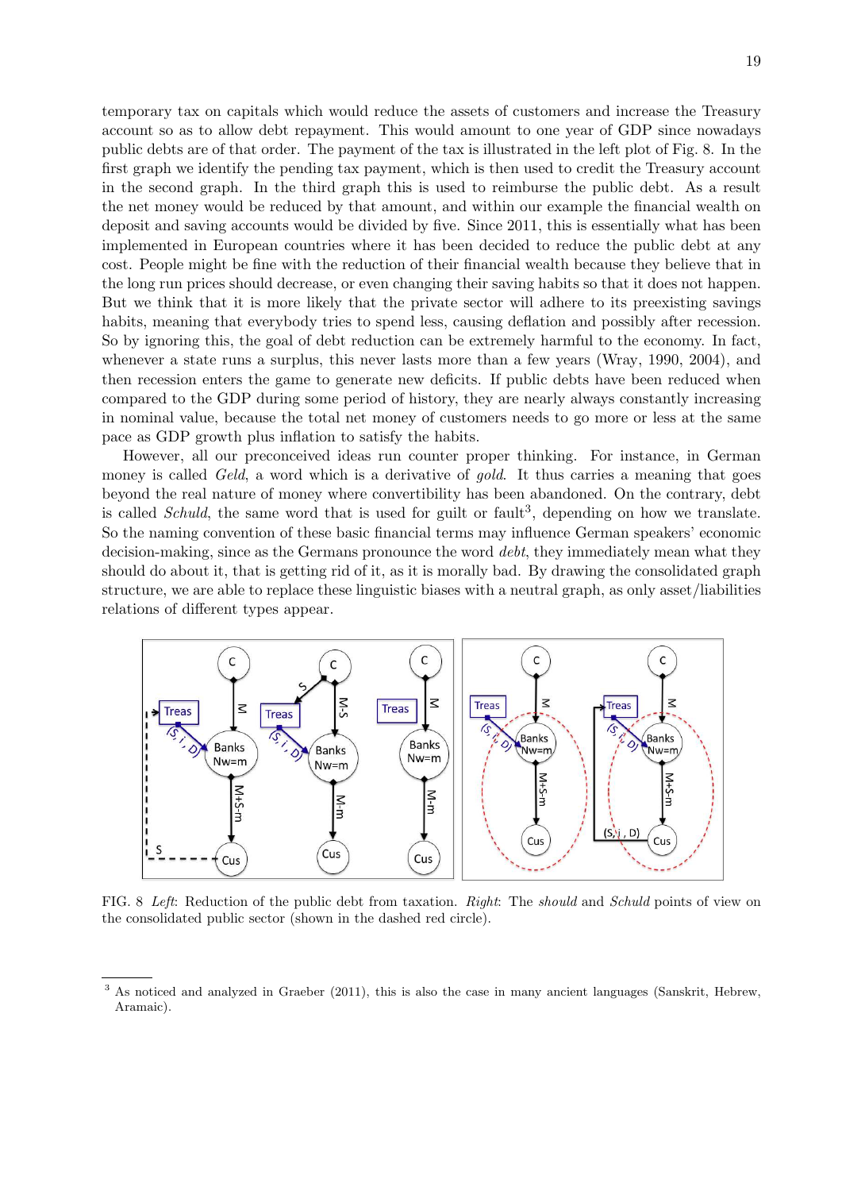temporary tax on capitals which would reduce the assets of customers and increase the Treasury account so as to allow debt repayment. This would amount to one year of GDP since nowadays public debts are of that order. The payment of the tax is illustrated in the left plot of Fig. 8. In the first graph we identify the pending tax payment, which is then used to credit the Treasury account in the second graph. In the third graph this is used to reimburse the public debt. As a result the net money would be reduced by that amount, and within our example the financial wealth on deposit and saving accounts would be divided by five. Since 2011, this is essentially what has been implemented in European countries where it has been decided to reduce the public debt at any cost. People might be fine with the reduction of their financial wealth because they believe that in the long run prices should decrease, or even changing their saving habits so that it does not happen. But we think that it is more likely that the private sector will adhere to its preexisting savings habits, meaning that everybody tries to spend less, causing deflation and possibly after recession. So by ignoring this, the goal of debt reduction can be extremely harmful to the economy. In fact, whenever a state runs a surplus, this never lasts more than a few years (Wray, 1990, 2004), and then recession enters the game to generate new deficits. If public debts have been reduced when compared to the GDP during some period of history, they are nearly always constantly increasing in nominal value, because the total net money of customers needs to go more or less at the same pace as GDP growth plus inflation to satisfy the habits.

However, all our preconceived ideas run counter proper thinking. For instance, in German money is called *Geld*, a word which is a derivative of *gold*. It thus carries a meaning that goes beyond the real nature of money where convertibility has been abandoned. On the contrary, debt is called *Schuld*, the same word that is used for guilt or fault[3], depending on how we translate. So the naming convention of these basic financial terms may influence German speakers' economic decision-making, since as the Germans pronounce the word *debt*, they immediately mean what they should do about it, that is getting rid of it, as it is morally bad. By drawing the consolidated graph structure, we are able to replace these linguistic biases with a neutral graph, as only asset/liabilities relations of different types appear.

FIG. 8 *Left*: Reduction of the public debt from taxation. *Right*: The *should* and *Schuld* points of view on the consolidated public sector (shown in the dashed red circle).

[3] As noticed and analyzed in Graeber (2011), this is also the case in many ancient languages (Sanskrit, Hebrew, Aramaic).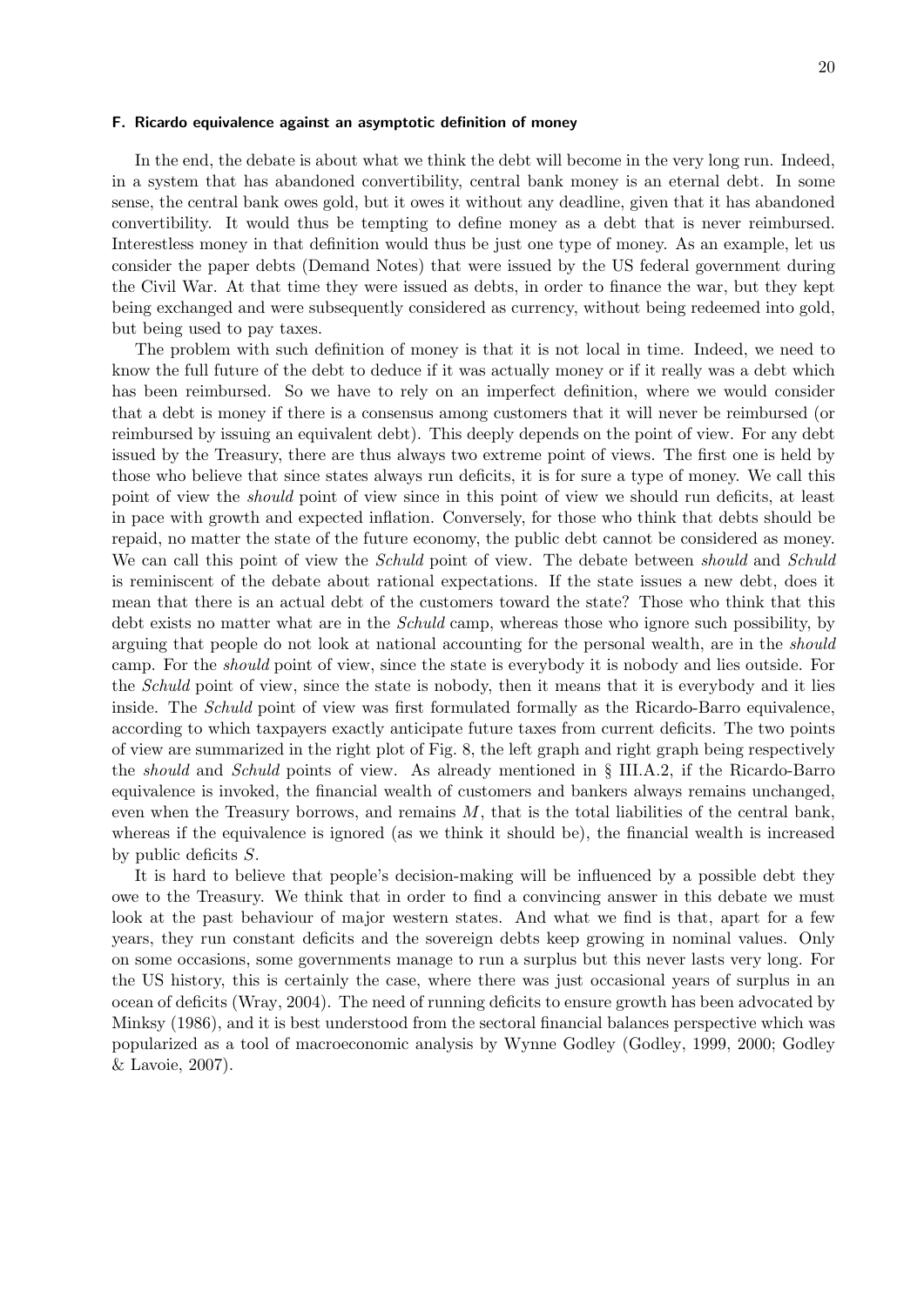#### F. Ricardo equivalence against an asymptotic definition of money

In the end, the debate is about what we think the debt will become in the very long run. Indeed, in a system that has abandoned convertibility, central bank money is an eternal debt. In some sense, the central bank owes gold, but it owes it without any deadline, given that it has abandoned convertibility. It would thus be tempting to define money as a debt that is never reimbursed. Interestless money in that definition would thus be just one type of money. As an example, let us consider the paper debts (Demand Notes) that were issued by the US federal government during the Civil War. At that time they were issued as debts, in order to finance the war, but they kept being exchanged and were subsequently considered as currency, without being redeemed into gold, but being used to pay taxes.

The problem with such definition of money is that it is not local in time. Indeed, we need to know the full future of the debt to deduce if it was actually money or if it really was a debt which has been reimbursed. So we have to rely on an imperfect definition, where we would consider that a debt is money if there is a consensus among customers that it will never be reimbursed (or reimbursed by issuing an equivalent debt). This deeply depends on the point of view. For any debt issued by the Treasury, there are thus always two extreme point of views. The first one is held by those who believe that since states always run deficits, it is for sure a type of money. We call this point of view the *should* point of view since in this point of view we should run deficits, at least in pace with growth and expected inflation. Conversely, for those who think that debts should be repaid, no matter the state of the future economy, the public debt cannot be considered as money. We can call this point of view the *Schuld* point of view. The debate between *should* and *Schuld* is reminiscent of the debate about rational expectations. If the state issues a new debt, does it mean that there is an actual debt of the customers toward the state? Those who think that this debt exists no matter what are in the *Schuld* camp, whereas those who ignore such possibility, by arguing that people do not look at national accounting for the personal wealth, are in the *should* camp. For the *should* point of view, since the state is everybody it is nobody and lies outside. For the *Schuld* point of view, since the state is nobody, then it means that it is everybody and it lies inside. The *Schuld* point of view was first formulated formally as the Ricardo-Barro equivalence, according to which taxpayers exactly anticipate future taxes from current deficits. The two points of view are summarized in the right plot of Fig. 8, the left graph and right graph being respectively the *should* and *Schuld* points of view. As already mentioned in § III.A.2, if the Ricardo-Barro equivalence is invoked, the financial wealth of customers and bankers always remains unchanged, even when the Treasury borrows, and remains $M$, that is the total liabilities of the central bank, whereas if the equivalence is ignored (as we think it should be), the financial wealth is increased by public deficits $S$.

It is hard to believe that people's decision-making will be influenced by a possible debt they owe to the Treasury. We think that in order to find a convincing answer in this debate we must look at the past behaviour of major western states. And what we find is that, apart for a few years, they run constant deficits and the sovereign debts keep growing in nominal values. Only on some occasions, some governments manage to run a surplus but this never lasts very long. For the US history, this is certainly the case, where there was just occasional years of surplus in an ocean of deficits (Wray, 2004). The need of running deficits to ensure growth has been advocated by Minksy (1986), and it is best understood from the sectoral financial balances perspective which was popularized as a tool of macroeconomic analysis by Wynne Godley (Godley, 1999, 2000; Godley & Lavoie, 2007).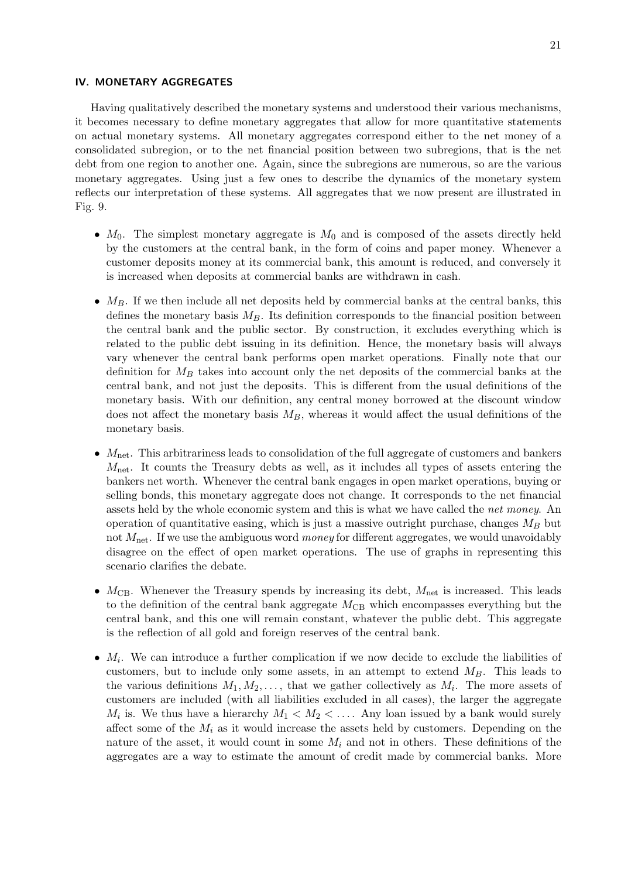## IV. MONETARY AGGREGATES

Having qualitatively described the monetary systems and understood their various mechanisms, it becomes necessary to define monetary aggregates that allow for more quantitative statements on actual monetary systems. All monetary aggregates correspond either to the net money of a consolidated subregion, or to the net financial position between two subregions, that is the net debt from one region to another one. Again, since the subregions are numerous, so are the various monetary aggregates. Using just a few ones to describe the dynamics of the monetary system reflects our interpretation of these systems. All aggregates that we now present are illustrated in Fig. 9.

- $M_0$. The simplest monetary aggregate is $M_0$ and is composed of the assets directly held by the customers at the central bank, in the form of coins and paper money. Whenever a customer deposits money at its commercial bank, this amount is reduced, and conversely it is increased when deposits at commercial banks are withdrawn in cash.

- $M_B$. If we then include all net deposits held by commercial banks at the central banks, this defines the monetary basis $M_B$. Its definition corresponds to the financial position between the central bank and the public sector. By construction, it excludes everything which is related to the public debt issuing in its definition. Hence, the monetary basis will always vary whenever the central bank performs open market operations. Finally note that our definition for $M_B$ takes into account only the net deposits of the commercial banks at the central bank, and not just the deposits. This is different from the usual definitions of the monetary basis. With our definition, any central money borrowed at the discount window does not affect the monetary basis $M_B$, whereas it would affect the usual definitions of the monetary basis.

- $M_{\text{net}}$. This arbitrariness leads to consolidation of the full aggregate of customers and bankers $M_{\text{net}}$. It counts the Treasury debts as well, as it includes all types of assets entering the bankers net worth. Whenever the central bank engages in open market operations, buying or selling bonds, this monetary aggregate does not change. It corresponds to the net financial assets held by the whole economic system and this is what we have called the *net money*. An operation of quantitative easing, which is just a massive outright purchase, changes $M_B$ but not $M_{\text{net}}$. If we use the ambiguous word *money* for different aggregates, we would unavoidably disagree on the effect of open market operations. The use of graphs in representing this scenario clarifies the debate.

- $M_{\text{CB}}$. Whenever the Treasury spends by increasing its debt, $M_{\text{net}}$ is increased. This leads to the definition of the central bank aggregate $M_{\text{CB}}$ which encompasses everything but the central bank, and this one will remain constant, whatever the public debt. This aggregate is the reflection of all gold and foreign reserves of the central bank.

- $M_i$. We can introduce a further complication if we now decide to exclude the liabilities of customers, but to include only some assets, in an attempt to extend $M_B$. This leads to the various definitions $M_1, M_2, \dots$, that we gather collectively as $M_i$. The more assets of customers are included (with all liabilities excluded in all cases), the larger the aggregate $M_i$ is. We thus have a hierarchy $M_1 < M_2 < \dots$. Any loan issued by a bank would surely affect some of the $M_i$ as it would increase the assets held by customers. Depending on the nature of the asset, it would count in some $M_i$ and not in others. These definitions of the aggregates are a way to estimate the amount of credit made by commercial banks. More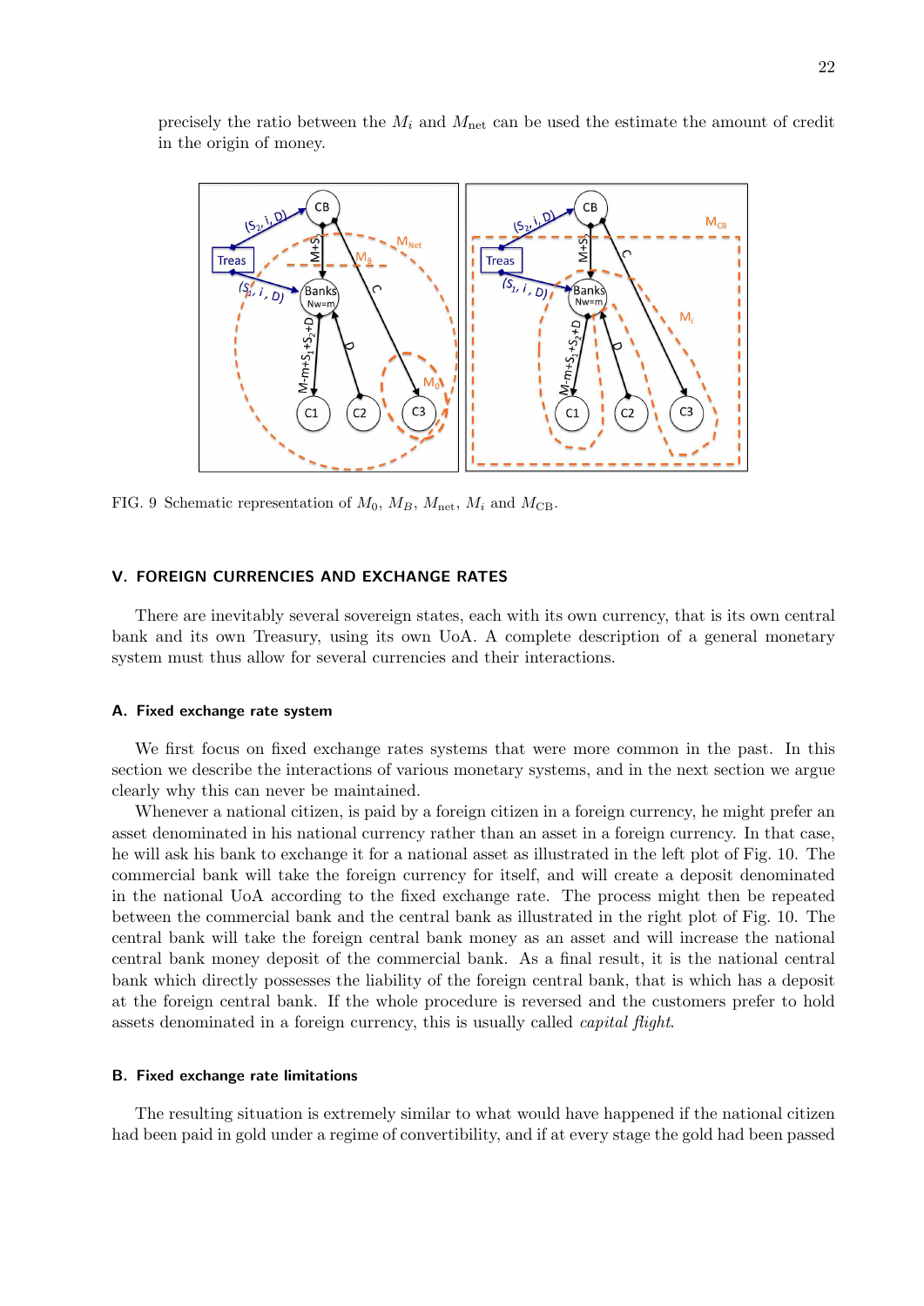precisely the ratio between the $M_i$ and $M_{\rm net}$ can be used the estimate the amount of credit in the origin of money.

FIG. 9 Schematic representation of $M_0$, $M_B$, $M_{\rm net}$, $M_i$ and $M_{\rm CB}$.

## V. FOREIGN CURRENCIES AND EXCHANGE RATES

There are inevitably several sovereign states, each with its own currency, that is its own central bank and its own Treasury, using its own UoA. A complete description of a general monetary system must thus allow for several currencies and their interactions.

### A. Fixed exchange rate system

We first focus on fixed exchange rates systems that were more common in the past. In this section we describe the interactions of various monetary systems, and in the next section we argue clearly why this can never be maintained.

Whenever a national citizen, is paid by a foreign citizen in a foreign currency, he might prefer an asset denominated in his national currency rather than an asset in a foreign currency. In that case, he will ask his bank to exchange it for a national asset as illustrated in the left plot of Fig. 10. The commercial bank will take the foreign currency for itself, and will create a deposit denominated in the national UoA according to the fixed exchange rate. The process might then be repeated between the commercial bank and the central bank as illustrated in the right plot of Fig. 10. The central bank will take the foreign central bank money as an asset and will increase the national central bank money deposit of the commercial bank. As a final result, it is the national central bank which directly possesses the liability of the foreign central bank, that is which has a deposit at the foreign central bank. If the whole procedure is reversed and the customers prefer to hold assets denominated in a foreign currency, this is usually called *capital flight*.

### B. Fixed exchange rate limitations

The resulting situation is extremely similar to what would have happened if the national citizen had been paid in gold under a regime of convertibility, and if at every stage the gold had been passed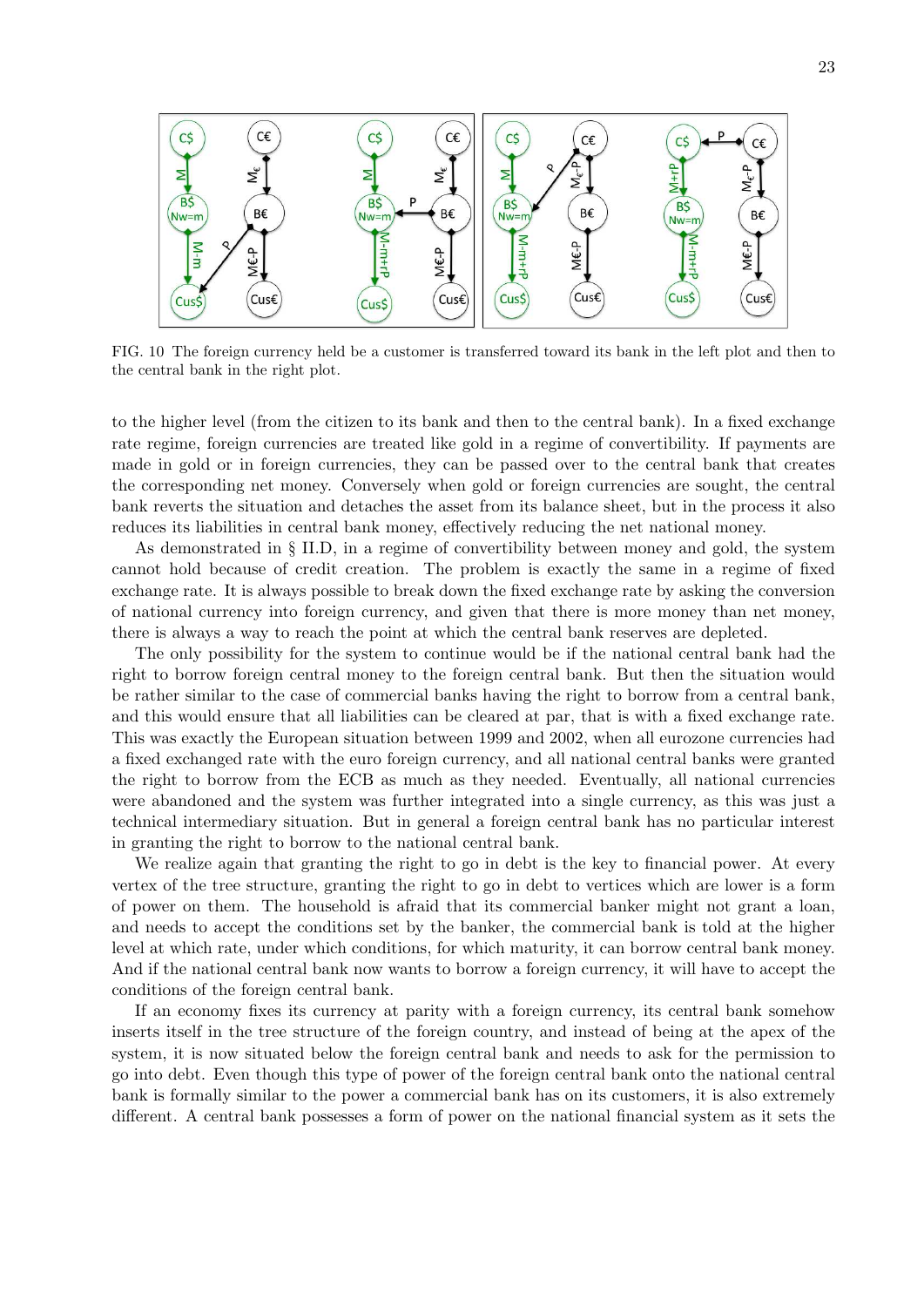FIG. 10 The foreign currency held be a customer is transferred toward its bank in the left plot and then to the central bank in the right plot.

to the higher level (from the citizen to its bank and then to the central bank). In a fixed exchange rate regime, foreign currencies are treated like gold in a regime of convertibility. If payments are made in gold or in foreign currencies, they can be passed over to the central bank that creates the corresponding net money. Conversely when gold or foreign currencies are sought, the central bank reverts the situation and detaches the asset from its balance sheet, but in the process it also reduces its liabilities in central bank money, effectively reducing the net national money.

As demonstrated in § II.D, in a regime of convertibility between money and gold, the system cannot hold because of credit creation. The problem is exactly the same in a regime of fixed exchange rate. It is always possible to break down the fixed exchange rate by asking the conversion of national currency into foreign currency, and given that there is more money than net money, there is always a way to reach the point at which the central bank reserves are depleted.

The only possibility for the system to continue would be if the national central bank had the right to borrow foreign central money to the foreign central bank. But then the situation would be rather similar to the case of commercial banks having the right to borrow from a central bank, and this would ensure that all liabilities can be cleared at par, that is with a fixed exchange rate. This was exactly the European situation between 1999 and 2002, when all eurozone currencies had a fixed exchanged rate with the euro foreign currency, and all national central banks were granted the right to borrow from the ECB as much as they needed. Eventually, all national currencies were abandoned and the system was further integrated into a single currency, as this was just a technical intermediary situation. But in general a foreign central bank has no particular interest in granting the right to borrow to the national central bank.

We realize again that granting the right to go in debt is the key to financial power. At every vertex of the tree structure, granting the right to go in debt to vertices which are lower is a form of power on them. The household is afraid that its commercial banker might not grant a loan, and needs to accept the conditions set by the banker, the commercial bank is told at the higher level at which rate, under which conditions, for which maturity, it can borrow central bank money. And if the national central bank now wants to borrow a foreign currency, it will have to accept the conditions of the foreign central bank.

If an economy fixes its currency at parity with a foreign currency, its central bank somehow inserts itself in the tree structure of the foreign country, and instead of being at the apex of the system, it is now situated below the foreign central bank and needs to ask for the permission to go into debt. Even though this type of power of the foreign central bank onto the national central bank is formally similar to the power a commercial bank has on its customers, it is also extremely different. A central bank possesses a form of power on the national financial system as it sets the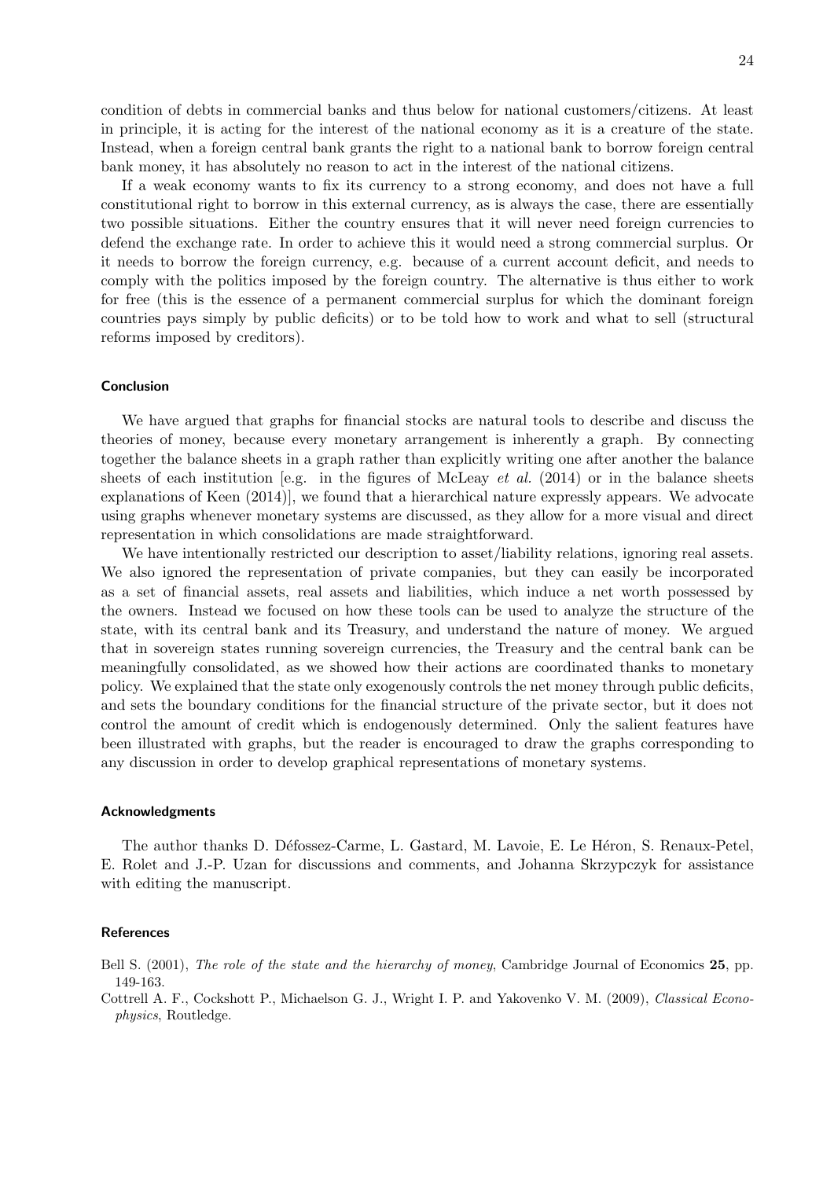condition of debts in commercial banks and thus below for national customers/citizens. At least in principle, it is acting for the interest of the national economy as it is a creature of the state. Instead, when a foreign central bank grants the right to a national bank to borrow foreign central bank money, it has absolutely no reason to act in the interest of the national citizens.

If a weak economy wants to fix its currency to a strong economy, and does not have a full constitutional right to borrow in this external currency, as is always the case, there are essentially two possible situations. Either the country ensures that it will never need foreign currencies to defend the exchange rate. In order to achieve this it would need a strong commercial surplus. Or it needs to borrow the foreign currency, e.g. because of a current account deficit, and needs to comply with the politics imposed by the foreign country. The alternative is thus either to work for free (this is the essence of a permanent commercial surplus for which the dominant foreign countries pays simply by public deficits) or to be told how to work and what to sell (structural reforms imposed by creditors).

## Conclusion

We have argued that graphs for financial stocks are natural tools to describe and discuss the theories of money, because every monetary arrangement is inherently a graph. By connecting together the balance sheets in a graph rather than explicitly writing one after another the balance sheets of each institution [e.g. in the figures of McLeay *et al.* (2014) or in the balance sheets explanations of Keen (2014)], we found that a hierarchical nature expressly appears. We advocate using graphs whenever monetary systems are discussed, as they allow for a more visual and direct representation in which consolidations are made straightforward.

We have intentionally restricted our description to asset/liability relations, ignoring real assets. We also ignored the representation of private companies, but they can easily be incorporated as a set of financial assets, real assets and liabilities, which induce a net worth possessed by the owners. Instead we focused on how these tools can be used to analyze the structure of the state, with its central bank and its Treasury, and understand the nature of money. We argued that in sovereign states running sovereign currencies, the Treasury and the central bank can be meaningfully consolidated, as we showed how their actions are coordinated thanks to monetary policy. We explained that the state only exogenously controls the net money through public deficits, and sets the boundary conditions for the financial structure of the private sector, but it does not control the amount of credit which is endogenously determined. Only the salient features have been illustrated with graphs, but the reader is encouraged to draw the graphs corresponding to any discussion in order to develop graphical representations of monetary systems.

## Acknowledgments

The author thanks D. Défossez-Carme, L. Gastard, M. Lavoie, E. Le Héron, S. Renaux-Petel, E. Rolet and J.-P. Uzan for discussions and comments, and Johanna Skrzypczyk for assistance with editing the manuscript.

## References

Bell S. (2001), *The role of the state and the hierarchy of money*, Cambridge Journal of Economics **25**, pp. 149-163.

Cottrell A. F., Cockshott P., Michaelson G. J., Wright I. P. and Yakovenko V. M. (2009), *Classical Econophysics*, Routledge.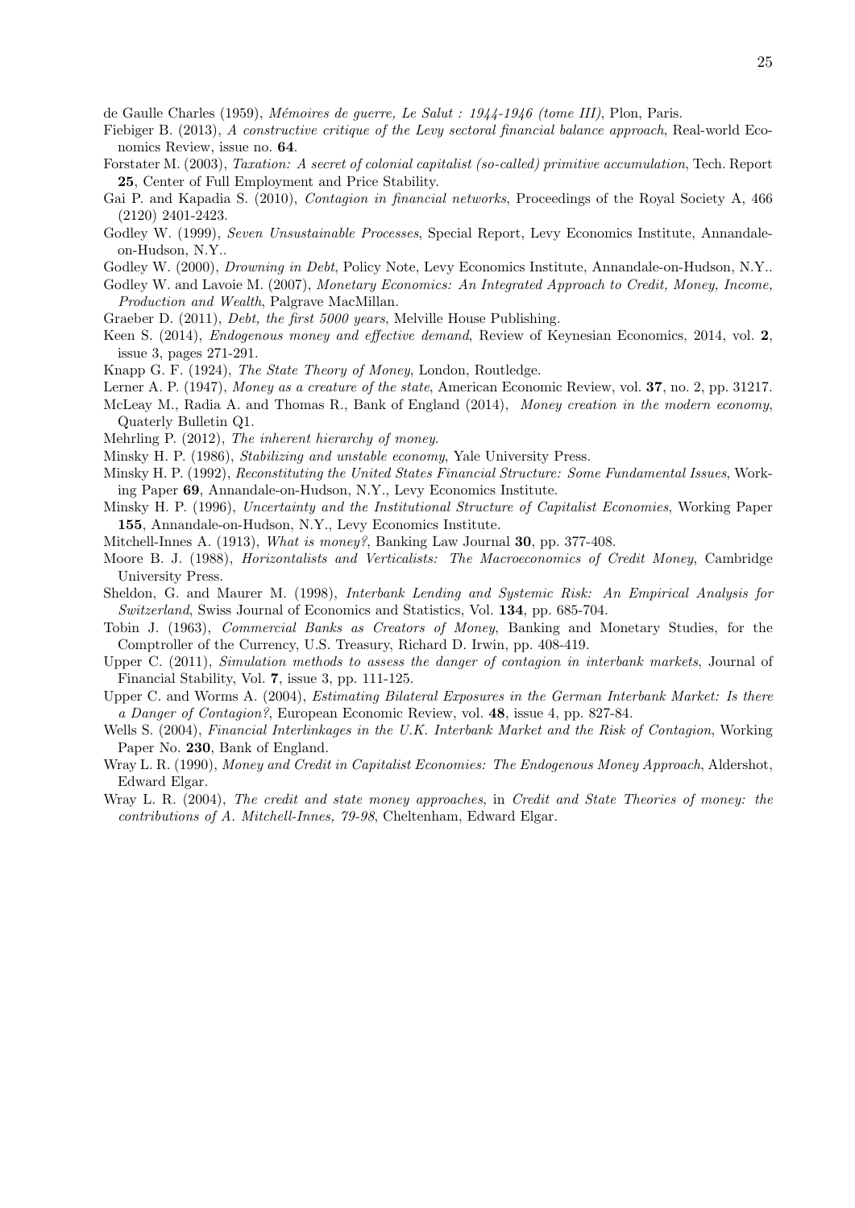de Gaulle Charles (1959), *Mémoires de guerre, Le Salut : 1944-1946 (tome III)*, Plon, Paris.

Fiebiger B. (2013), *A constructive critique of the Levy sectoral financial balance approach*, Real-world Economics Review, issue no. **64**.

Forstater M. (2003), *Taxation: A secret of colonial capitalist (so-called) primitive accumulation*, Tech. Report **25**, Center of Full Employment and Price Stability.

Gai P. and Kapadia S. (2010), *Contagion in financial networks*, Proceedings of the Royal Society A, 466 (2120) 2401-2423.

Godley W. (1999), *Seven Unsustainable Processes*, Special Report, Levy Economics Institute, Annandale-on-Hudson, N.Y..

Godley W. (2000), *Drowning in Debt*, Policy Note, Levy Economics Institute, Annandale-on-Hudson, N.Y..

Godley W. and Lavoie M. (2007), *Monetary Economics: An Integrated Approach to Credit, Money, Income, Production and Wealth*, Palgrave MacMillan.

Graeber D. (2011), *Debt, the first 5000 years*, Melville House Publishing.

Keen S. (2014), *Endogenous money and effective demand*, Review of Keynesian Economics, 2014, vol. **2**, issue 3, pages 271-291.

Knapp G. F. (1924), *The State Theory of Money*, London, Routledge.

Lerner A. P. (1947), *Money as a creature of the state*, American Economic Review, vol. **37**, no. 2, pp. 31217.

McLeay M., Radia A. and Thomas R., Bank of England (2014), *Money creation in the modern economy*, Quaterly Bulletin Q1.

Mehrling P. (2012), *The inherent hierarchy of money*.

Minsky H. P. (1986), *Stabilizing and unstable economy*, Yale University Press.

Minsky H. P. (1992), *Reconstituting the United States Financial Structure: Some Fundamental Issues*, Working Paper **69**, Annandale-on-Hudson, N.Y., Levy Economics Institute.

Minsky H. P. (1996), *Uncertainty and the Institutional Structure of Capitalist Economies*, Working Paper **155**, Annandale-on-Hudson, N.Y., Levy Economics Institute.

Mitchell-Innes A. (1913), *What is money?*, Banking Law Journal **30**, pp. 377-408.

Moore B. J. (1988), *Horizontalists and Verticalists: The Macroeconomics of Credit Money*, Cambridge University Press.

Sheldon, G. and Maurer M. (1998), *Interbank Lending and Systemic Risk: An Empirical Analysis for Switzerland*, Swiss Journal of Economics and Statistics, Vol. **134**, pp. 685-704.

Tobin J. (1963), *Commercial Banks as Creators of Money*, Banking and Monetary Studies, for the Comptroller of the Currency, U.S. Treasury, Richard D. Irwin, pp. 408-419.

Upper C. (2011), *Simulation methods to assess the danger of contagion in interbank markets*, Journal of Financial Stability, Vol. **7**, issue 3, pp. 111-125.

Upper C. and Worms A. (2004), *Estimating Bilateral Exposures in the German Interbank Market: Is there a Danger of Contagion?*, European Economic Review, vol. **48**, issue 4, pp. 827-84.

Wells S. (2004), *Financial Interlinkages in the U.K. Interbank Market and the Risk of Contagion*, Working Paper No. **230**, Bank of England.

Wray L. R. (1990), *Money and Credit in Capitalist Economies: The Endogenous Money Approach*, Aldershot, Edward Elgar.

Wray L. R. (2004), *The credit and state money approaches*, in *Credit and State Theories of money: the contributions of A. Mitchell-Innes, 79-98*, Cheltenham, Edward Elgar.